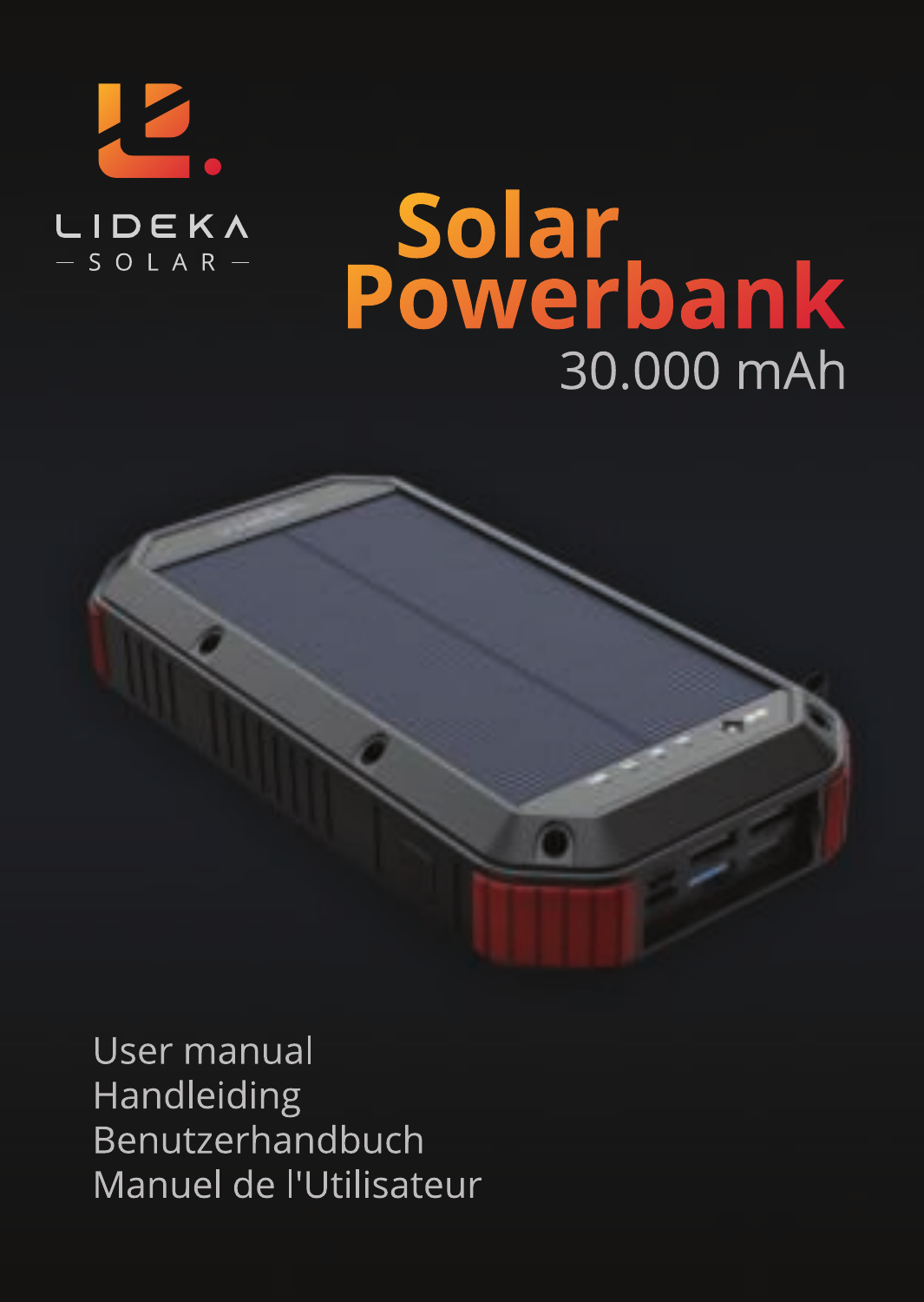LIDEKA
— SOLAR —

# Solar Powerbank

30.000 mAh

User manual
Handleiding
Benutzerhandbuch
Manuel de l'Utilisateur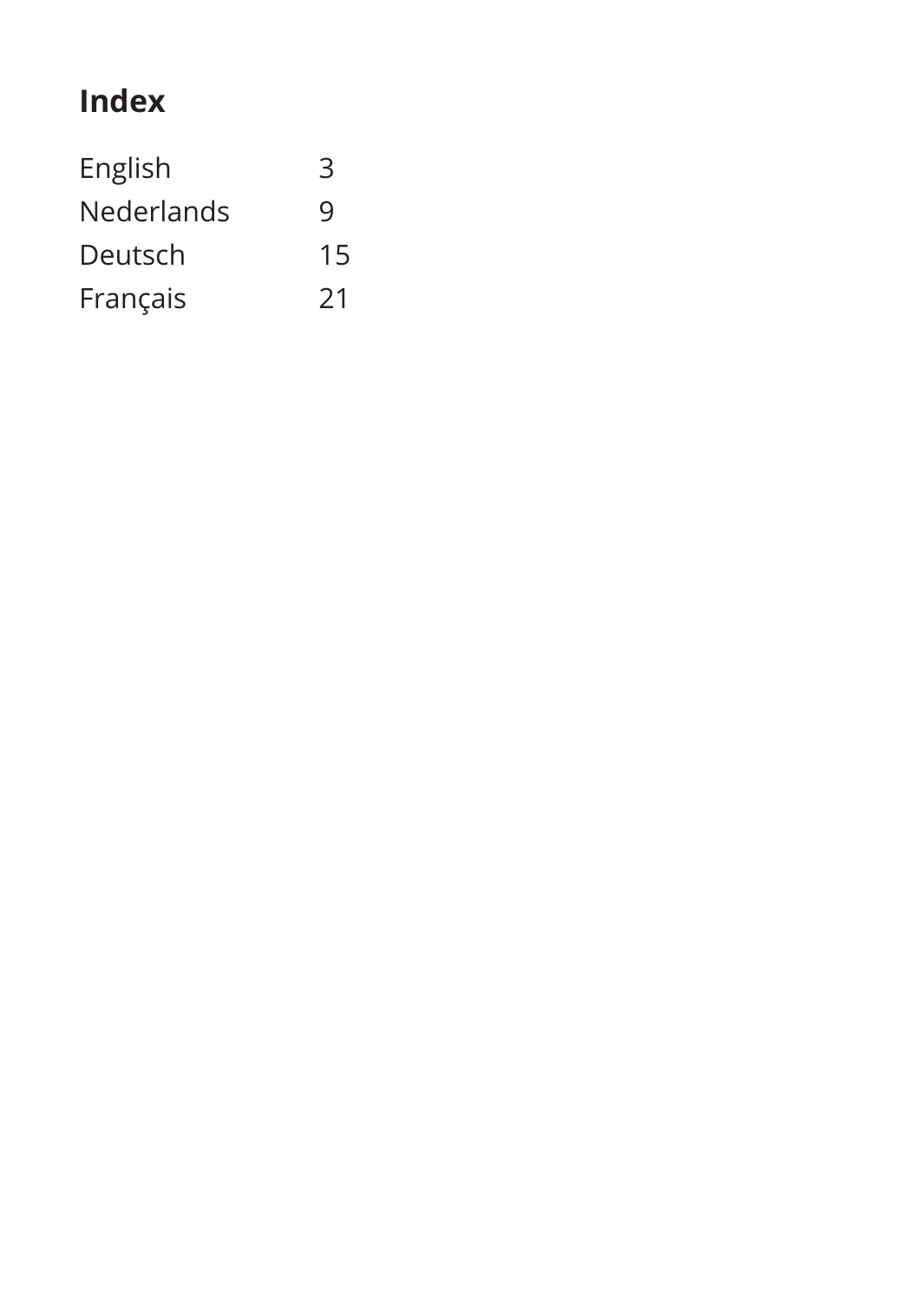# Index

| | |
|---|---|
| English | 3 |
| Nederlands | 9 |
| Deutsch | 15 |
| Français | 21 |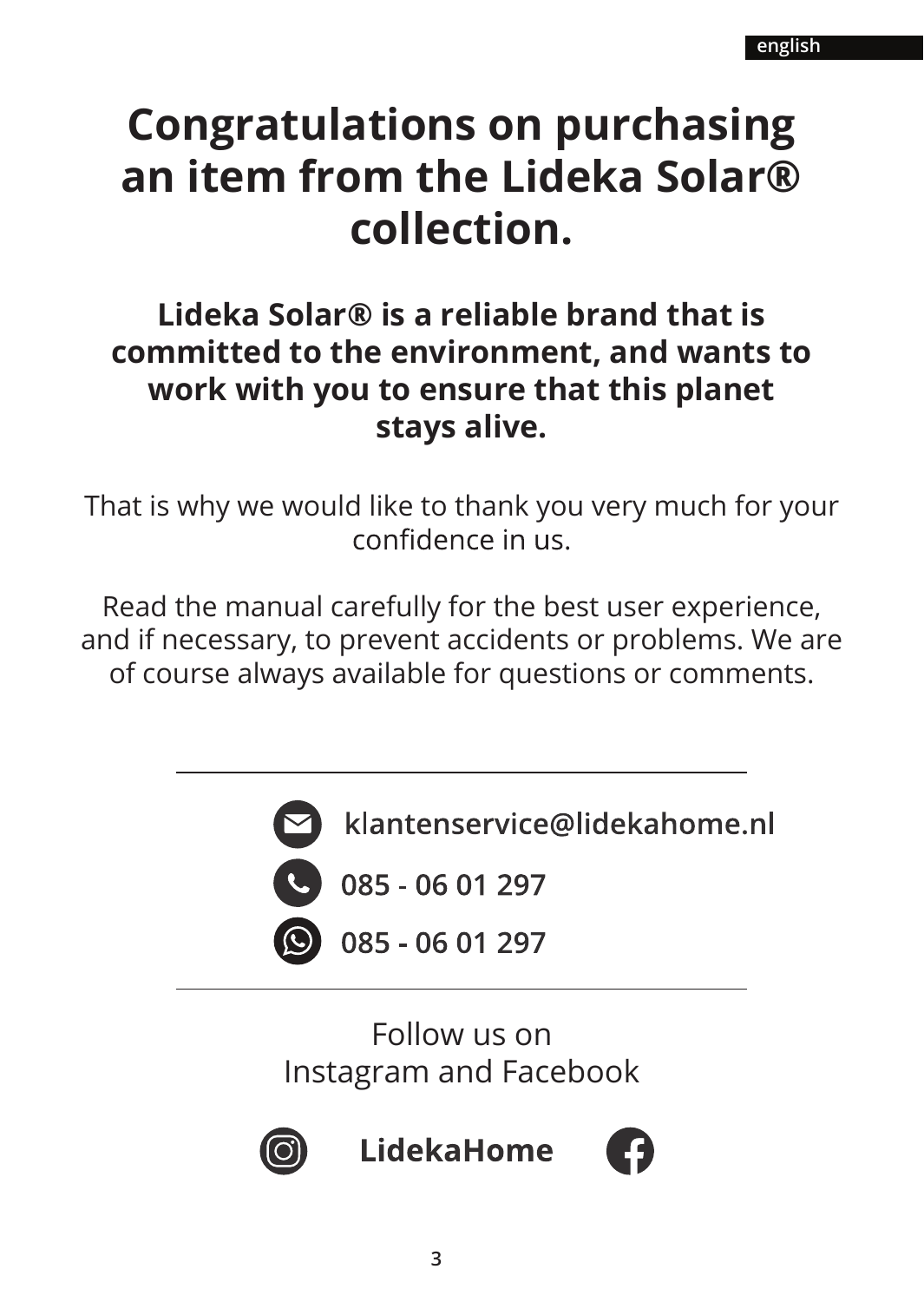# Congratulations on purchasing an item from the Lideka Solar® collection.

**Lideka Solar® is a reliable brand that is committed to the environment, and wants to work with you to ensure that this planet stays alive.**

That is why we would like to thank you very much for your confidence in us.

Read the manual carefully for the best user experience, and if necessary, to prevent accidents or problems. We are of course always available for questions or comments.

---

**klantenservice@lidekahome.nl**

**085 - 06 01 297**

**085 - 06 01 297**

---

Follow us on
Instagram and Facebook

**LidekaHome**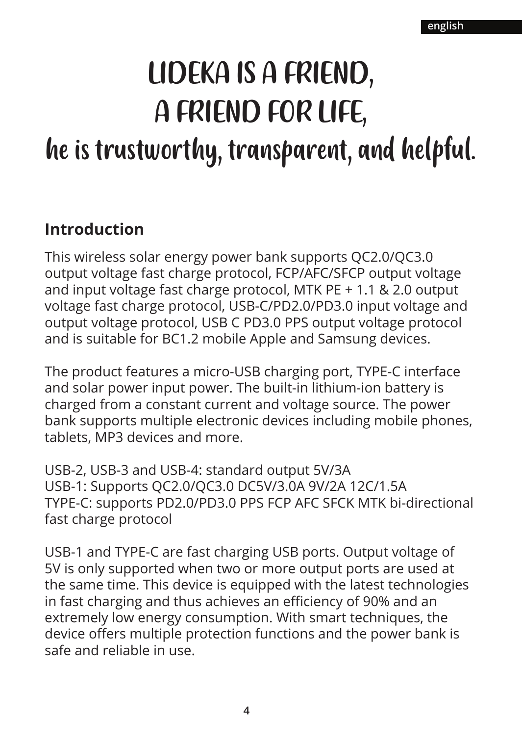# LIDEKA IS A FRIEND, A FRIEND FOR LIFE,

## he is trustworthy, transparent, and helpful.

## Introduction

This wireless solar energy power bank supports QC2.0/QC3.0 output voltage fast charge protocol, FCP/AFC/SFCP output voltage and input voltage fast charge protocol, MTK PE + 1.1 & 2.0 output voltage fast charge protocol, USB-C/PD2.0/PD3.0 input voltage and output voltage protocol, USB C PD3.0 PPS output voltage protocol and is suitable for BC1.2 mobile Apple and Samsung devices.

The product features a micro-USB charging port, TYPE-C interface and solar power input power. The built-in lithium-ion battery is charged from a constant current and voltage source. The power bank supports multiple electronic devices including mobile phones, tablets, MP3 devices and more.

USB-2, USB-3 and USB-4: standard output 5V/3A
USB-1: Supports QC2.0/QC3.0 DC5V/3.0A 9V/2A 12C/1.5A
TYPE-C: supports PD2.0/PD3.0 PPS FCP AFC SFCK MTK bi-directional fast charge protocol

USB-1 and TYPE-C are fast charging USB ports. Output voltage of 5V is only supported when two or more output ports are used at the same time. This device is equipped with the latest technologies in fast charging and thus achieves an efficiency of 90% and an extremely low energy consumption. With smart techniques, the device offers multiple protection functions and the power bank is safe and reliable in use.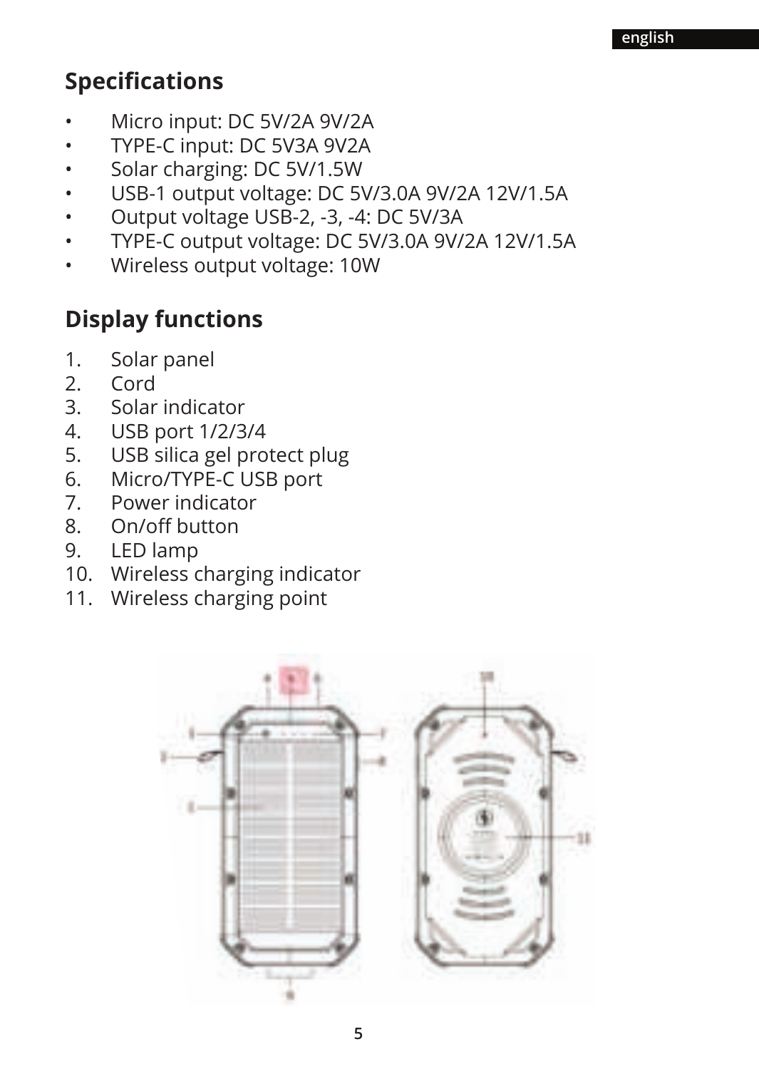## Specifications

- Micro input: DC 5V/2A 9V/2A
- TYPE-C input: DC 5V3A 9V2A
- Solar charging: DC 5V/1.5W
- USB-1 output voltage: DC 5V/3.0A 9V/2A 12V/1.5A
- Output voltage USB-2, -3, -4: DC 5V/3A
- TYPE-C output voltage: DC 5V/3.0A 9V/2A 12V/1.5A
- Wireless output voltage: 10W

## Display functions

1. Solar panel
2. Cord
3. Solar indicator
4. USB port 1/2/3/4
5. USB silica gel protect plug
6. Micro/TYPE-C USB port
7. Power indicator
8. On/off button
9. LED lamp
10. Wireless charging indicator
11. Wireless charging point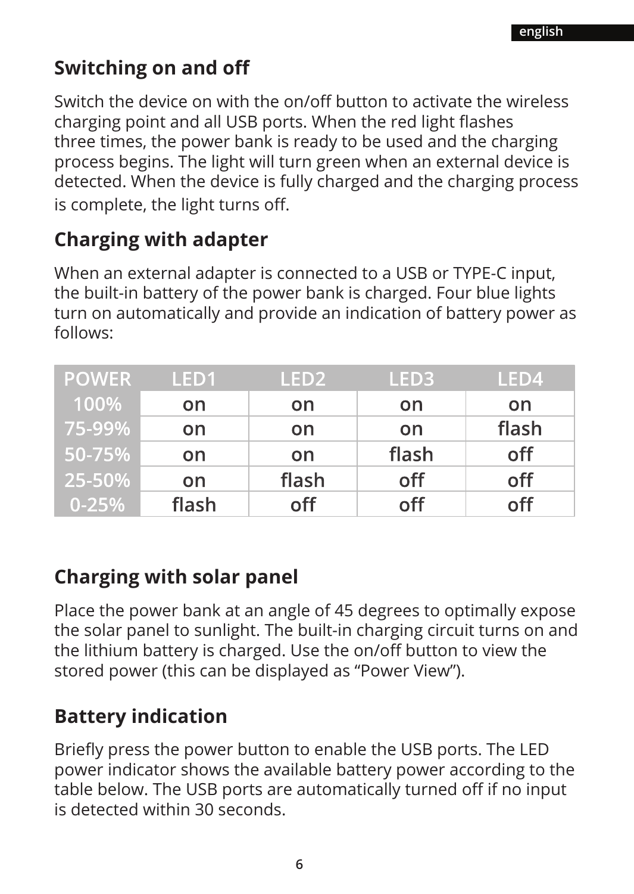## Switching on and off

Switch the device on with the on/off button to activate the wireless charging point and all USB ports. When the red light flashes three times, the power bank is ready to be used and the charging process begins. The light will turn green when an external device is detected. When the device is fully charged and the charging process is complete, the light turns off.

## Charging with adapter

When an external adapter is connected to a USB or TYPE-C input, the built-in battery of the power bank is charged. Four blue lights turn on automatically and provide an indication of battery power as follows:

| POWER | LED1 | LED2 | LED3 | LED4 |
|---|---|---|---|---|
| 100% | on | on | on | on |
| 75-99% | on | on | on | flash |
| 50-75% | on | on | flash | off |
| 25-50% | on | flash | off | off |
| 0-25% | flash | off | off | off |

## Charging with solar panel

Place the power bank at an angle of 45 degrees to optimally expose the solar panel to sunlight. The built-in charging circuit turns on and the lithium battery is charged. Use the on/off button to view the stored power (this can be displayed as “Power View”).

## Battery indication

Briefly press the power button to enable the USB ports. The LED power indicator shows the available battery power according to the table below. The USB ports are automatically turned off if no input is detected within 30 seconds.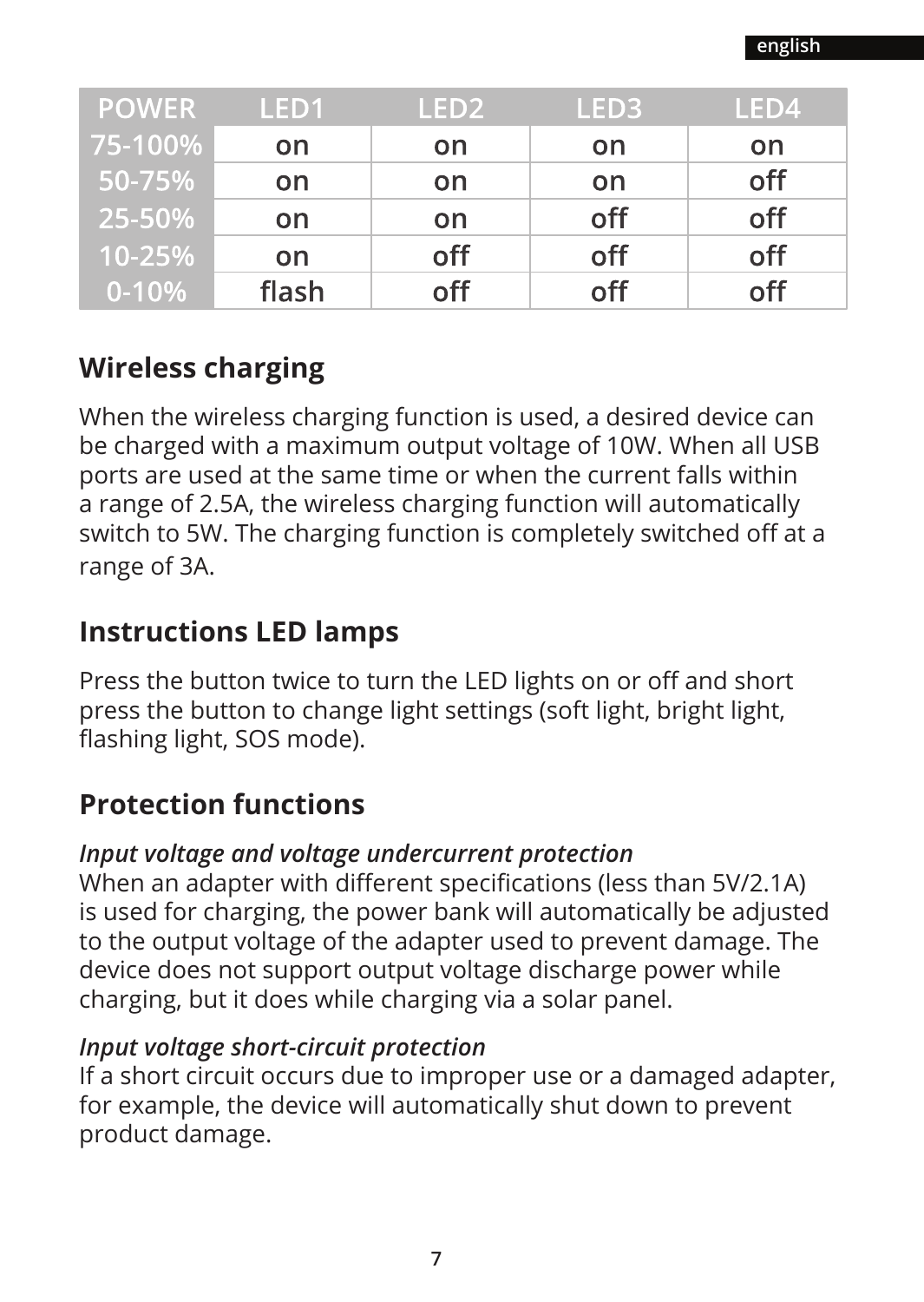| POWER | LED1 | LED2 | LED3 | LED4 |
|---|---|---|---|---|
| 75-100% | on | on | on | on |
| 50-75% | on | on | on | off |
| 25-50% | on | on | off | off |
| 10-25% | on | off | off | off |
| 0-10% | flash | off | off | off |

## Wireless charging

When the wireless charging function is used, a desired device can be charged with a maximum output voltage of 10W. When all USB ports are used at the same time or when the current falls within a range of 2.5A, the wireless charging function will automatically switch to 5W. The charging function is completely switched off at a range of 3A.

## Instructions LED lamps

Press the button twice to turn the LED lights on or off and short press the button to change light settings (soft light, bright light, flashing light, SOS mode).

## Protection functions

***Input voltage and voltage undercurrent protection***
When an adapter with different specifications (less than 5V/2.1A) is used for charging, the power bank will automatically be adjusted to the output voltage of the adapter used to prevent damage. The device does not support output voltage discharge power while charging, but it does while charging via a solar panel.

***Input voltage short-circuit protection***
If a short circuit occurs due to improper use or a damaged adapter, for example, the device will automatically shut down to prevent product damage.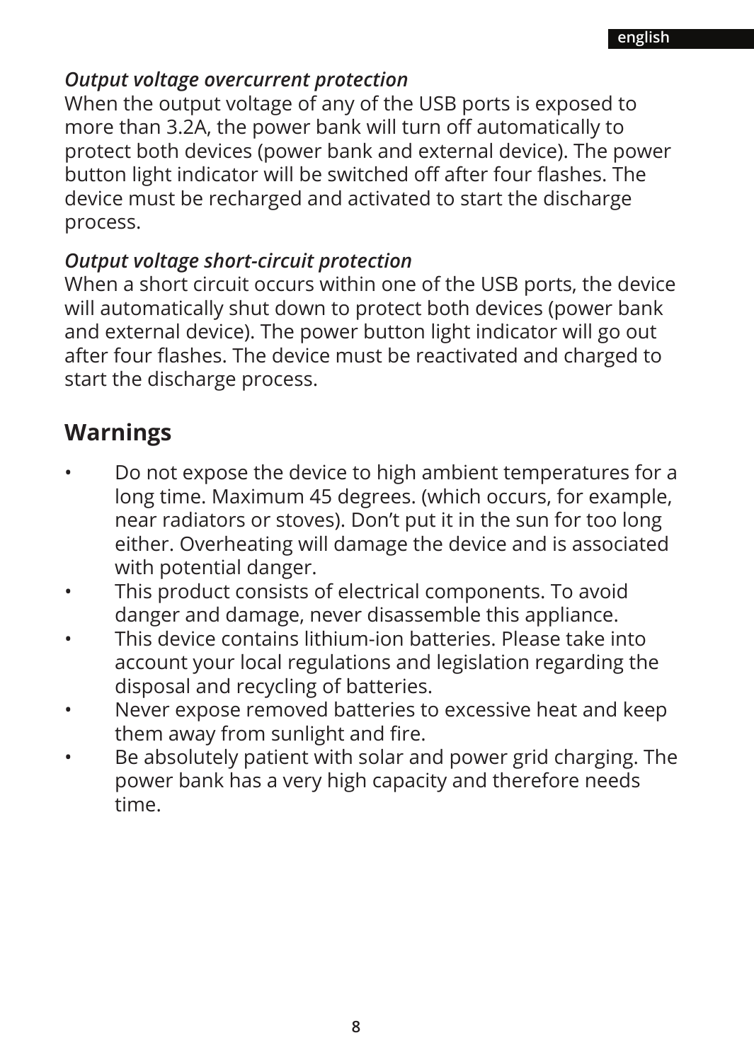*Output voltage overcurrent protection*

When the output voltage of any of the USB ports is exposed to more than 3.2A, the power bank will turn off automatically to protect both devices (power bank and external device). The power button light indicator will be switched off after four flashes. The device must be recharged and activated to start the discharge process.

*Output voltage short-circuit protection*

When a short circuit occurs within one of the USB ports, the device will automatically shut down to protect both devices (power bank and external device). The power button light indicator will go out after four flashes. The device must be reactivated and charged to start the discharge process.

## Warnings

- Do not expose the device to high ambient temperatures for a long time. Maximum 45 degrees. (which occurs, for example, near radiators or stoves). Don't put it in the sun for too long either. Overheating will damage the device and is associated with potential danger.
- This product consists of electrical components. To avoid danger and damage, never disassemble this appliance.
- This device contains lithium-ion batteries. Please take into account your local regulations and legislation regarding the disposal and recycling of batteries.
- Never expose removed batteries to excessive heat and keep them away from sunlight and fire.
- Be absolutely patient with solar and power grid charging. The power bank has a very high capacity and therefore needs time.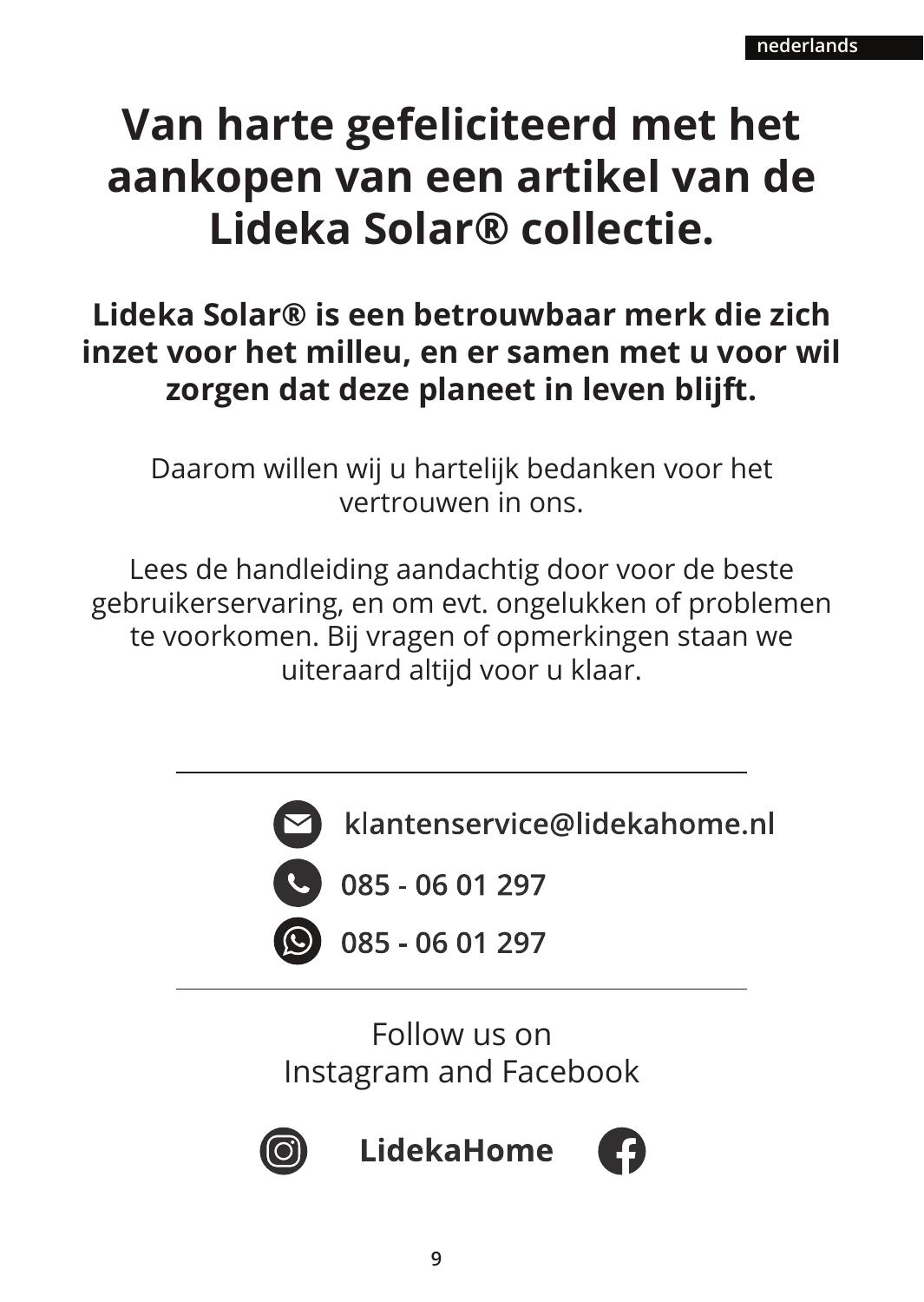# Van harte gefeliciteerd met het aankopen van een artikel van de Lideka Solar® collectie.

**Lideka Solar® is een betrouwbaar merk die zich inzet voor het milleu, en er samen met u voor wil zorgen dat deze planeet in leven blijft.**

Daarom willen wij u hartelijk bedanken voor het vertrouwen in ons.

Lees de handleiding aandachtig door voor de beste gebruikerservaring, en om evt. ongelukken of problemen te voorkomen. Bij vragen of opmerkingen staan we uiteraard altijd voor u klaar.

---

**klantenservice@lidekahome.nl**

**085 - 06 01 297**

**085 - 06 01 297**

---

Follow us on
Instagram and Facebook

**LidekaHome**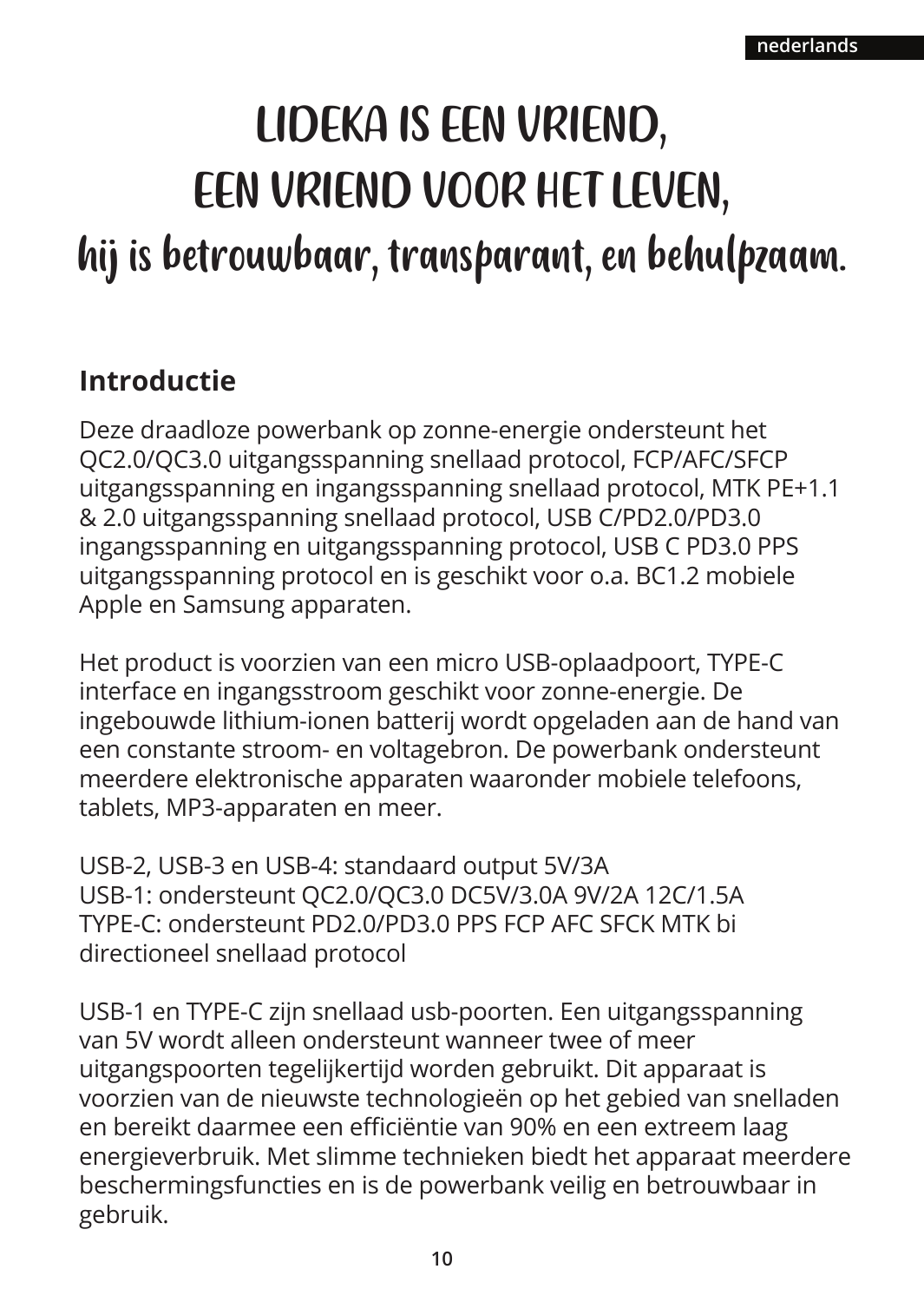# LIDEKA IS EEN VRIEND,
# EEN VRIEND VOOR HET LEVEN,
## hij is betrouwbaar, transparant, en behulpzaam.

## Introductie

Deze draadloze powerbank op zonne-energie ondersteunt het QC2.0/QC3.0 uitgangsspanning snellaad protocol, FCP/AFC/SFCP uitgangsspanning en ingangsspanning snellaad protocol, MTK PE+1.1 & 2.0 uitgangsspanning snellaad protocol, USB C/PD2.0/PD3.0 ingangsspanning en uitgangsspanning protocol, USB C PD3.0 PPS uitgangsspanning protocol en is geschikt voor o.a. BC1.2 mobiele Apple en Samsung apparaten.

Het product is voorzien van een micro USB-oplaadpoort, TYPE-C interface en ingangsstroom geschikt voor zonne-energie. De ingebouwde lithium-ionen batterij wordt opgeladen aan de hand van een constante stroom- en voltagebron. De powerbank ondersteunt meerdere elektronische apparaten waaronder mobiele telefoons, tablets, MP3-apparaten en meer.

USB-2, USB-3 en USB-4: standaard output 5V/3A
USB-1: ondersteunt QC2.0/QC3.0 DC5V/3.0A 9V/2A 12C/1.5A
TYPE-C: ondersteunt PD2.0/PD3.0 PPS FCP AFC SFCK MTK bi directioneel snellaad protocol

USB-1 en TYPE-C zijn snellaad usb-poorten. Een uitgangsspanning van 5V wordt alleen ondersteunt wanneer twee of meer uitgangspoorten tegelijkertijd worden gebruikt. Dit apparaat is voorzien van de nieuwste technologieën op het gebied van snelladen en bereikt daarmee een efficiëntie van 90% en een extreem laag energieverbruik. Met slimme technieken biedt het apparaat meerdere beschermingsfuncties en is de powerbank veilig en betrouwbaar in gebruik.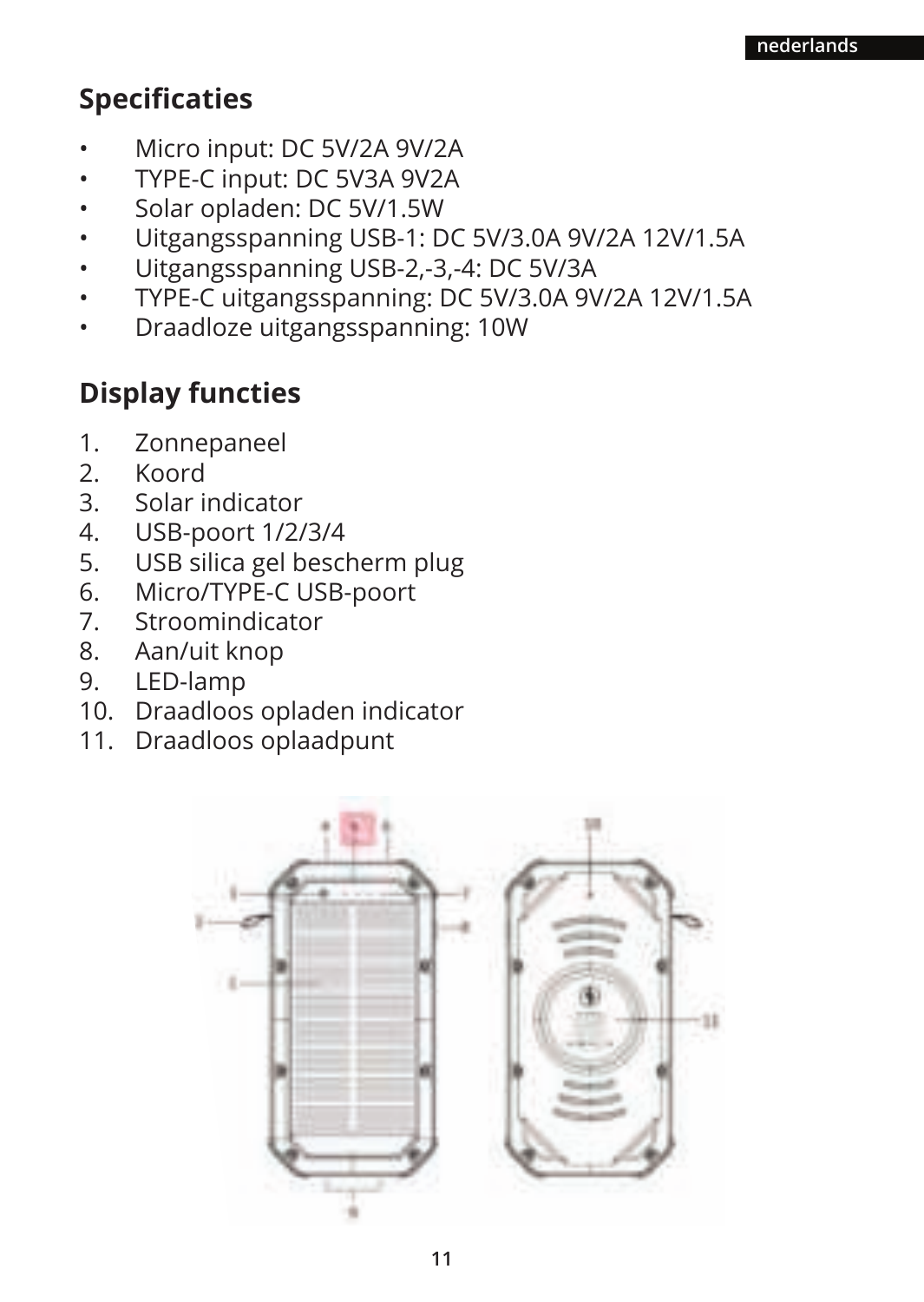## Specificaties

- Micro input: DC 5V/2A 9V/2A
- TYPE-C input: DC 5V3A 9V2A
- Solar opladen: DC 5V/1.5W
- Uitgangsspanning USB-1: DC 5V/3.0A 9V/2A 12V/1.5A
- Uitgangsspanning USB-2,-3,-4: DC 5V/3A
- TYPE-C uitgangsspanning: DC 5V/3.0A 9V/2A 12V/1.5A
- Draadloze uitgangsspanning: 10W

## Display functies

1. Zonnepaneel
2. Koord
3. Solar indicator
4. USB-poort 1/2/3/4
5. USB silica gel bescherm plug
6. Micro/TYPE-C USB-poort
7. Stroomindicator
8. Aan/uit knop
9. LED-lamp
10. Draadloos opladen indicator
11. Draadloos oplaadpunt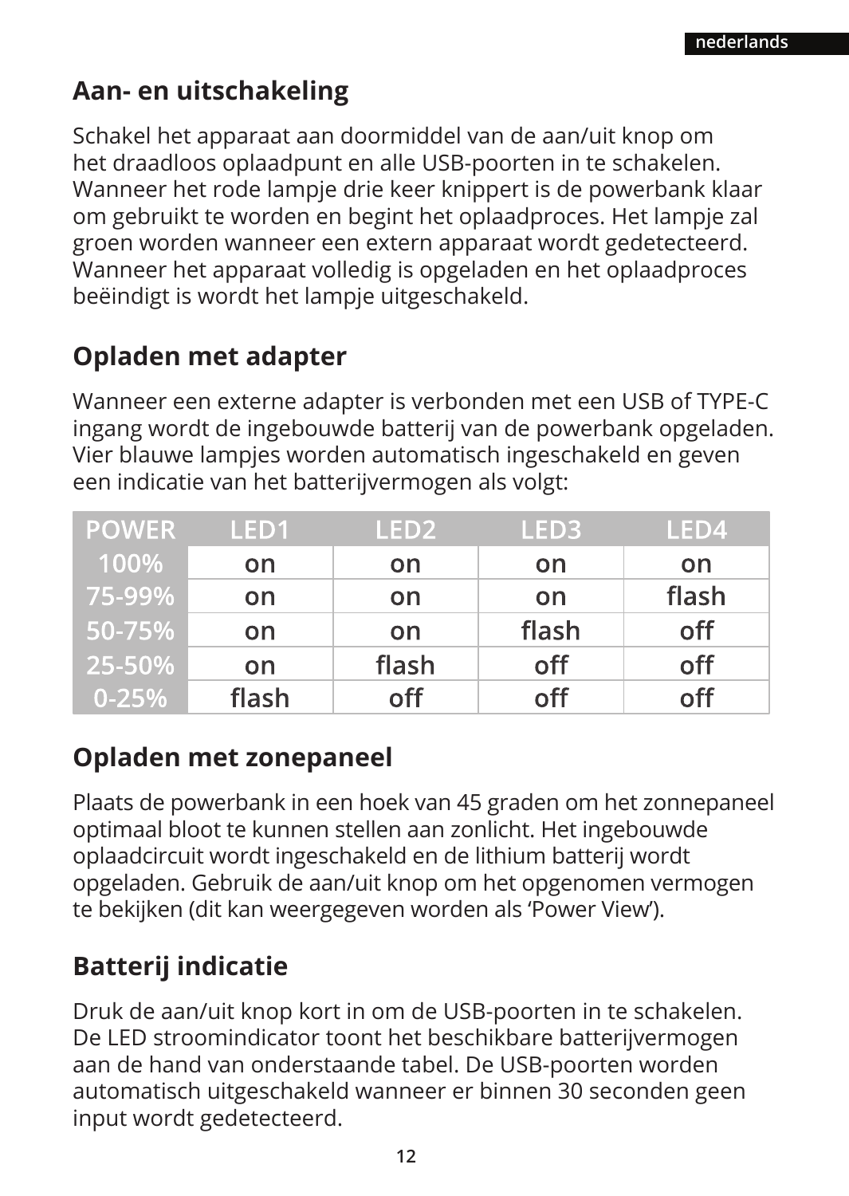## Aan- en uitschakeling

Schakel het apparaat aan doormiddel van de aan/uit knop om het draadloos oplaadpunt en alle USB-poorten in te schakelen. Wanneer het rode lampje drie keer knippert is de powerbank klaar om gebruikt te worden en begint het oplaadproces. Het lampje zal groen worden wanneer een extern apparaat wordt gedetecteerd. Wanneer het apparaat volledig is opgeladen en het oplaadproces beëindigt is wordt het lampje uitgeschakeld.

## Opladen met adapter

Wanneer een externe adapter is verbonden met een USB of TYPE-C ingang wordt de ingebouwde batterij van de powerbank opgeladen. Vier blauwe lampjes worden automatisch ingeschakeld en geven een indicatie van het batterijvermogen als volgt:

| POWER | LED1 | LED2 | LED3 | LED4 |
|---|---|---|---|---|
| 100% | on | on | on | on |
| 75-99% | on | on | on | flash |
| 50-75% | on | on | flash | off |
| 25-50% | on | flash | off | off |
| 0-25% | flash | off | off | off |

## Opladen met zonepaneel

Plaats de powerbank in een hoek van 45 graden om het zonnepaneel optimaal bloot te kunnen stellen aan zonlicht. Het ingebouwde oplaadcircuit wordt ingeschakeld en de lithium batterij wordt opgeladen. Gebruik de aan/uit knop om het opgenomen vermogen te bekijken (dit kan weergegeven worden als 'Power View').

## Batterij indicatie

Druk de aan/uit knop kort in om de USB-poorten in te schakelen. De LED stroomindicator toont het beschikbare batterijvermogen aan de hand van onderstaande tabel. De USB-poorten worden automatisch uitgeschakeld wanneer er binnen 30 seconden geen input wordt gedetecteerd.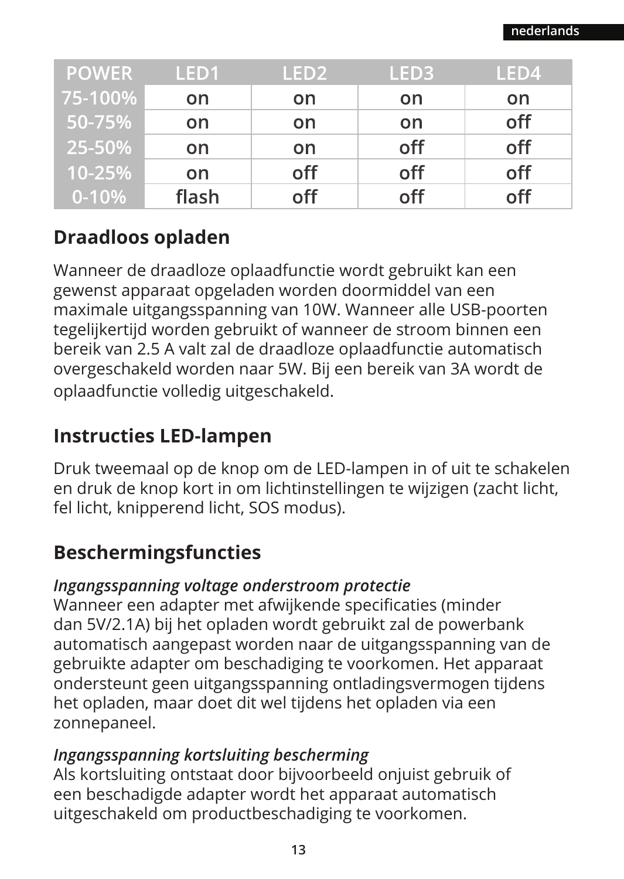| POWER | LED1 | LED2 | LED3 | LED4 |
|---|---|---|---|---|
| 75-100% | on | on | on | on |
| 50-75% | on | on | on | off |
| 25-50% | on | on | off | off |
| 10-25% | on | off | off | off |
| 0-10% | flash | off | off | off |

## Draadloos opladen

Wanneer de draadloze oplaadfunctie wordt gebruikt kan een gewenst apparaat opgeladen worden doormiddel van een maximale uitgangsspanning van 10W. Wanneer alle USB-poorten tegelijkertijd worden gebruikt of wanneer de stroom binnen een bereik van 2.5 A valt zal de draadloze oplaadfunctie automatisch overgeschakeld worden naar 5W. Bij een bereik van 3A wordt de oplaadfunctie volledig uitgeschakeld.

## Instructies LED-lampen

Druk tweemaal op de knop om de LED-lampen in of uit te schakelen en druk de knop kort in om lichtinstellingen te wijzigen (zacht licht, fel licht, knipperend licht, SOS modus).

## Beschermingsfuncties

*Ingangsspanning voltage onderstroom protectie*
Wanneer een adapter met afwijkende specificaties (minder dan 5V/2.1A) bij het opladen wordt gebruikt zal de powerbank automatisch aangepast worden naar de uitgangsspanning van de gebruikte adapter om beschadiging te voorkomen. Het apparaat ondersteunt geen uitgangsspanning ontladingsvermogen tijdens het opladen, maar doet dit wel tijdens het opladen via een zonnepaneel.

*Ingangsspanning kortsluiting bescherming*
Als kortsluiting ontstaat door bijvoorbeeld onjuist gebruik of een beschadigde adapter wordt het apparaat automatisch uitgeschakeld om productbeschadiging te voorkomen.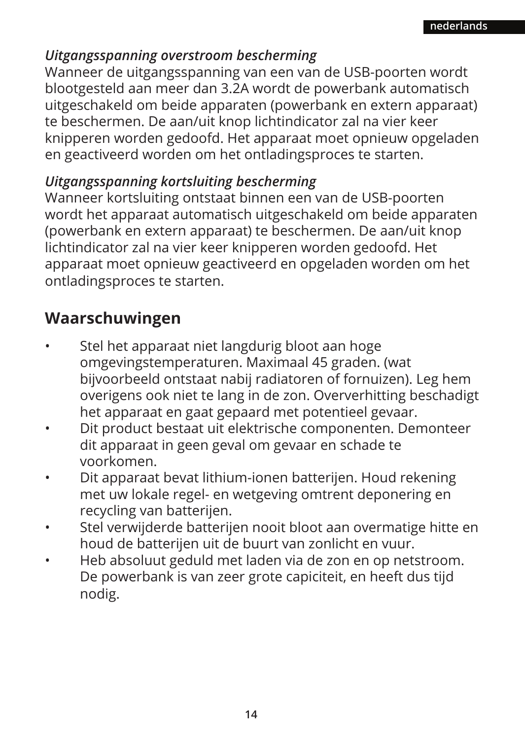*Uitgangsspanning overstroom bescherming*
Wanneer de uitgangsspanning van een van de USB-poorten wordt blootgesteld aan meer dan 3.2A wordt de powerbank automatisch uitgeschakeld om beide apparaten (powerbank en extern apparaat) te beschermen. De aan/uit knop lichtindicator zal na vier keer knipperen worden gedoofd. Het apparaat moet opnieuw opgeladen en geactiveerd worden om het ontladingsproces te starten.

*Uitgangsspanning kortsluiting bescherming*
Wanneer kortsluiting ontstaat binnen een van de USB-poorten wordt het apparaat automatisch uitgeschakeld om beide apparaten (powerbank en extern apparaat) te beschermen. De aan/uit knop lichtindicator zal na vier keer knipperen worden gedoofd. Het apparaat moet opnieuw geactiveerd en opgeladen worden om het ontladingsproces te starten.

## Waarschuwingen

- Stel het apparaat niet langdurig bloot aan hoge omgevingstemperaturen. Maximaal 45 graden. (wat bijvoorbeeld ontstaat nabij radiatoren of fornuizen). Leg hem overigens ook niet te lang in de zon. Oververhitting beschadigt het apparaat en gaat gepaard met potentieel gevaar.
- Dit product bestaat uit elektrische componenten. Demonteer dit apparaat in geen geval om gevaar en schade te voorkomen.
- Dit apparaat bevat lithium-ionen batterijen. Houd rekening met uw lokale regel- en wetgeving omtrent deponering en recycling van batterijen.
- Stel verwijderde batterijen nooit bloot aan overmatige hitte en houd de batterijen uit de buurt van zonlicht en vuur.
- Heb absoluut geduld met laden via de zon en op netstroom. De powerbank is van zeer grote capiciteit, en heeft dus tijd nodig.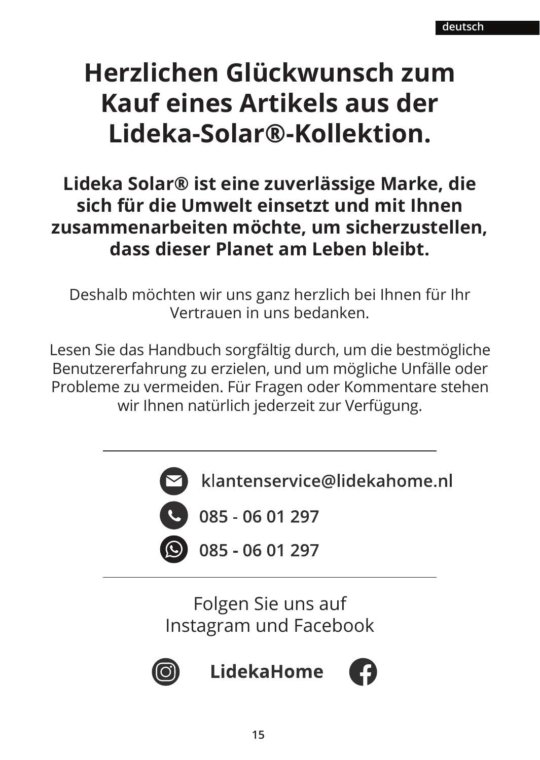# Herzlichen Glückwunsch zum Kauf eines Artikels aus der Lideka-Solar®-Kollektion.

**Lideka Solar® ist eine zuverlässige Marke, die sich für die Umwelt einsetzt und mit Ihnen zusammenarbeiten möchte, um sicherzustellen, dass dieser Planet am Leben bleibt.**

Deshalb möchten wir uns ganz herzlich bei Ihnen für Ihr Vertrauen in uns bedanken.

Lesen Sie das Handbuch sorgfältig durch, um die bestmögliche Benutzererfahrung zu erzielen, und um mögliche Unfälle oder Probleme zu vermeiden. Für Fragen oder Kommentare stehen wir Ihnen natürlich jederzeit zur Verfügung.

---

**klantenservice@lidekahome.nl**

**085 - 06 01 297**

**085 - 06 01 297**

---

Folgen Sie uns auf Instagram und Facebook

**LidekaHome**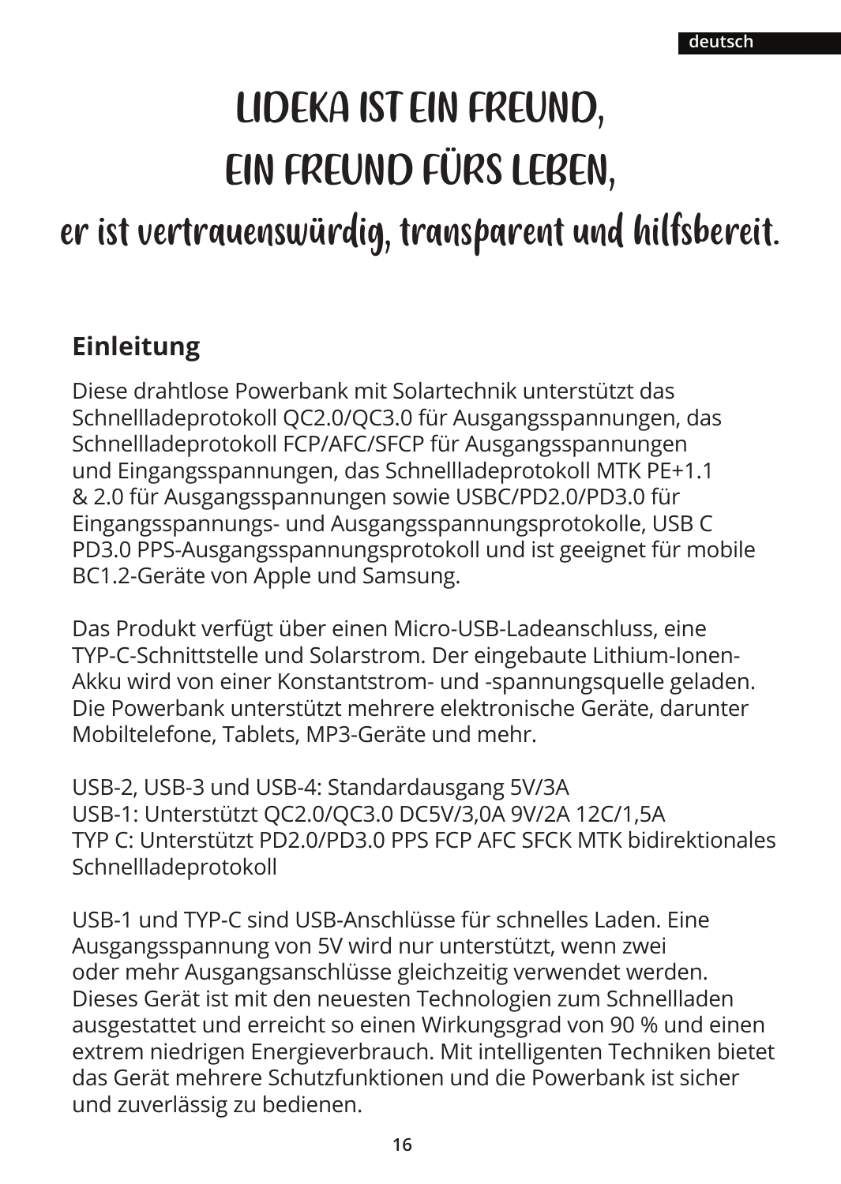# LIDEKA IST EIN FREUND,

# EIN FREUND FÜRS LEBEN,

## er ist vertrauenswürdig, transparent und hilfsbereit.

## Einleitung

Diese drahtlose Powerbank mit Solartechnik unterstützt das Schnellladeprotokoll QC2.0/QC3.0 für Ausgangsspannungen, das Schnellladeprotokoll FCP/AFC/SFCP für Ausgangsspannungen und Eingangsspannungen, das Schnellladeprotokoll MTK PE+1.1 & 2.0 für Ausgangsspannungen sowie USBC/PD2.0/PD3.0 für Eingangsspannungs- und Ausgangsspannungsprotokolle, USB C PD3.0 PPS-Ausgangsspannungsprotokoll und ist geeignet für mobile BC1.2-Geräte von Apple und Samsung.

Das Produkt verfügt über einen Micro-USB-Ladeanschluss, eine TYP-C-Schnittstelle und Solarstrom. Der eingebaute Lithium-Ionen-Akku wird von einer Konstantstrom- und -spannungsquelle geladen. Die Powerbank unterstützt mehrere elektronische Geräte, darunter Mobiltelefone, Tablets, MP3-Geräte und mehr.

USB-2, USB-3 und USB-4: Standardausgang 5V/3A
USB-1: Unterstützt QC2.0/QC3.0 DC5V/3,0A 9V/2A 12C/1,5A
TYP C: Unterstützt PD2.0/PD3.0 PPS FCP AFC SFCK MTK bidirektionales Schnellladeprotokoll

USB-1 und TYP-C sind USB-Anschlüsse für schnelles Laden. Eine Ausgangsspannung von 5V wird nur unterstützt, wenn zwei oder mehr Ausgangsanschlüsse gleichzeitig verwendet werden. Dieses Gerät ist mit den neuesten Technologien zum Schnellladen ausgestattet und erreicht so einen Wirkungsgrad von 90 % und einen extrem niedrigen Energieverbrauch. Mit intelligenten Techniken bietet das Gerät mehrere Schutzfunktionen und die Powerbank ist sicher und zuverlässig zu bedienen.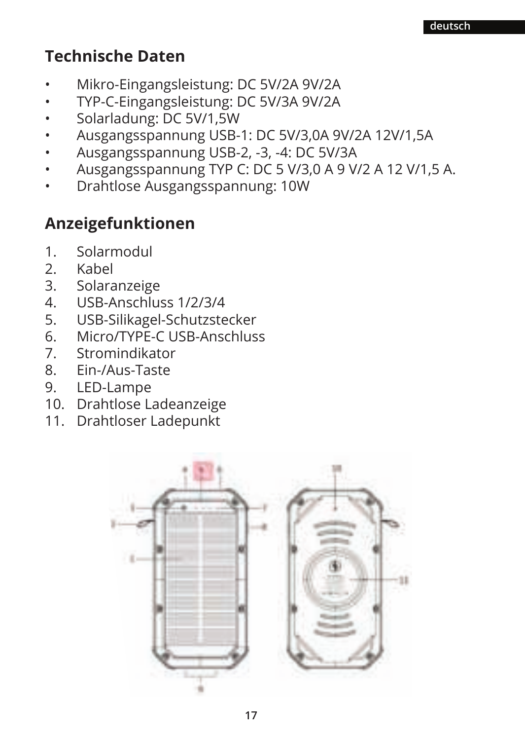## Technische Daten

- Mikro-Eingangsleistung: DC 5V/2A 9V/2A
- TYP-C-Eingangsleistung: DC 5V/3A 9V/2A
- Solarladung: DC 5V/1,5W
- Ausgangsspannung USB-1: DC 5V/3,0A 9V/2A 12V/1,5A
- Ausgangsspannung USB-2, -3, -4: DC 5V/3A
- Ausgangsspannung TYP C: DC 5 V/3,0 A 9 V/2 A 12 V/1,5 A.
- Drahtlose Ausgangsspannung: 10W

## Anzeigefunktionen

1. Solarmodul
2. Kabel
3. Solaranzeige
4. USB-Anschluss 1/2/3/4
5. USB-Silikagel-Schutzstecker
6. Micro/TYPE-C USB-Anschluss
7. Stromindikator
8. Ein-/Aus-Taste
9. LED-Lampe
10. Drahtlose Ladeanzeige
11. Drahtloser Ladepunkt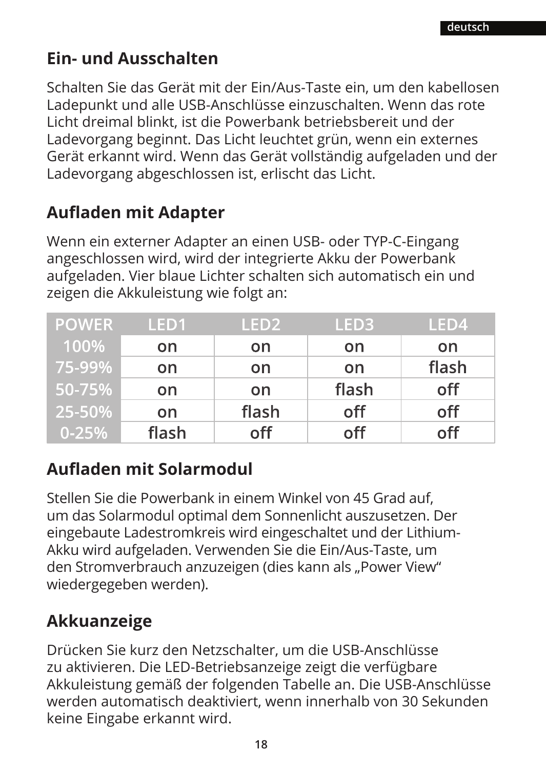## Ein- und Ausschalten

Schalten Sie das Gerät mit der Ein/Aus-Taste ein, um den kabellosen Ladepunkt und alle USB-Anschlüsse einzuschalten. Wenn das rote Licht dreimal blinkt, ist die Powerbank betriebsbereit und der Ladevorgang beginnt. Das Licht leuchtet grün, wenn ein externes Gerät erkannt wird. Wenn das Gerät vollständig aufgeladen und der Ladevorgang abgeschlossen ist, erlischt das Licht.

## Aufladen mit Adapter

Wenn ein externer Adapter an einen USB- oder TYP-C-Eingang angeschlossen wird, wird der integrierte Akku der Powerbank aufgeladen. Vier blaue Lichter schalten sich automatisch ein und zeigen die Akkuleistung wie folgt an:

| POWER | LED1 | LED2 | LED3 | LED4 |
|---|---|---|---|---|
| 100% | on | on | on | on |
| 75-99% | on | on | on | flash |
| 50-75% | on | on | flash | off |
| 25-50% | on | flash | off | off |
| 0-25% | flash | off | off | off |

## Aufladen mit Solarmodul

Stellen Sie die Powerbank in einem Winkel von 45 Grad auf, um das Solarmodul optimal dem Sonnenlicht auszusetzen. Der eingebaute Ladestromkreis wird eingeschaltet und der Lithium-Akku wird aufgeladen. Verwenden Sie die Ein/Aus-Taste, um den Stromverbrauch anzuzeigen (dies kann als „Power View“ wiedergegeben werden).

## Akkuanzeige

Drücken Sie kurz den Netzschalter, um die USB-Anschlüsse zu aktivieren. Die LED-Betriebsanzeige zeigt die verfügbare Akkuleistung gemäß der folgenden Tabelle an. Die USB-Anschlüsse werden automatisch deaktiviert, wenn innerhalb von 30 Sekunden keine Eingabe erkannt wird.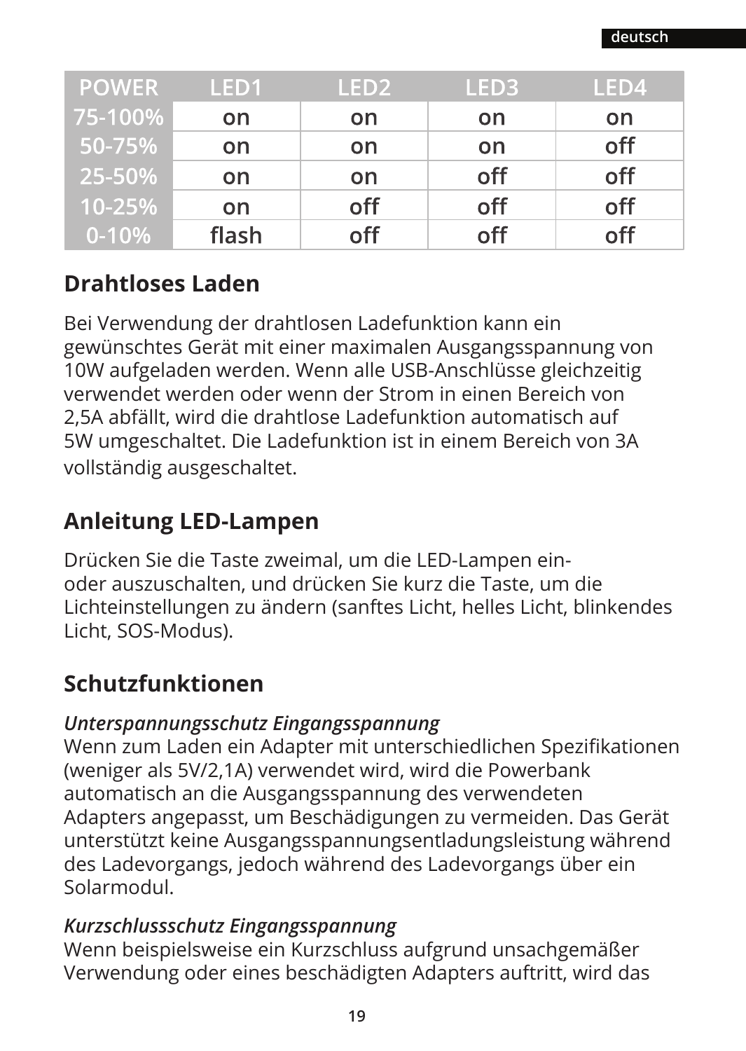| POWER | LED1 | LED2 | LED3 | LED4 |
|---|---|---|---|---|
| 75-100% | on | on | on | on |
| 50-75% | on | on | on | off |
| 25-50% | on | on | off | off |
| 10-25% | on | off | off | off |
| 0-10% | flash | off | off | off |

## Drahtloses Laden

Bei Verwendung der drahtlosen Ladefunktion kann ein gewünschtes Gerät mit einer maximalen Ausgangsspannung von 10W aufgeladen werden. Wenn alle USB-Anschlüsse gleichzeitig verwendet werden oder wenn der Strom in einen Bereich von 2,5A abfällt, wird die drahtlose Ladefunktion automatisch auf 5W umgeschaltet. Die Ladefunktion ist in einem Bereich von 3A vollständig ausgeschaltet.

## Anleitung LED-Lampen

Drücken Sie die Taste zweimal, um die LED-Lampen ein- oder auszuschalten, und drücken Sie kurz die Taste, um die Lichteinstellungen zu ändern (sanftes Licht, helles Licht, blinkendes Licht, SOS-Modus).

## Schutzfunktionen

***Unterspannungsschutz Eingangsspannung***
Wenn zum Laden ein Adapter mit unterschiedlichen Spezifikationen (weniger als 5V/2,1A) verwendet wird, wird die Powerbank automatisch an die Ausgangsspannung des verwendeten Adapters angepasst, um Beschädigungen zu vermeiden. Das Gerät unterstützt keine Ausgangsspannungsentladungsleistung während des Ladevorgangs, jedoch während des Ladevorgangs über ein Solarmodul.

***Kurzschlussschutz Eingangsspannung***
Wenn beispielsweise ein Kurzschluss aufgrund unsachgemäßer Verwendung oder eines beschädigten Adapters auftritt, wird das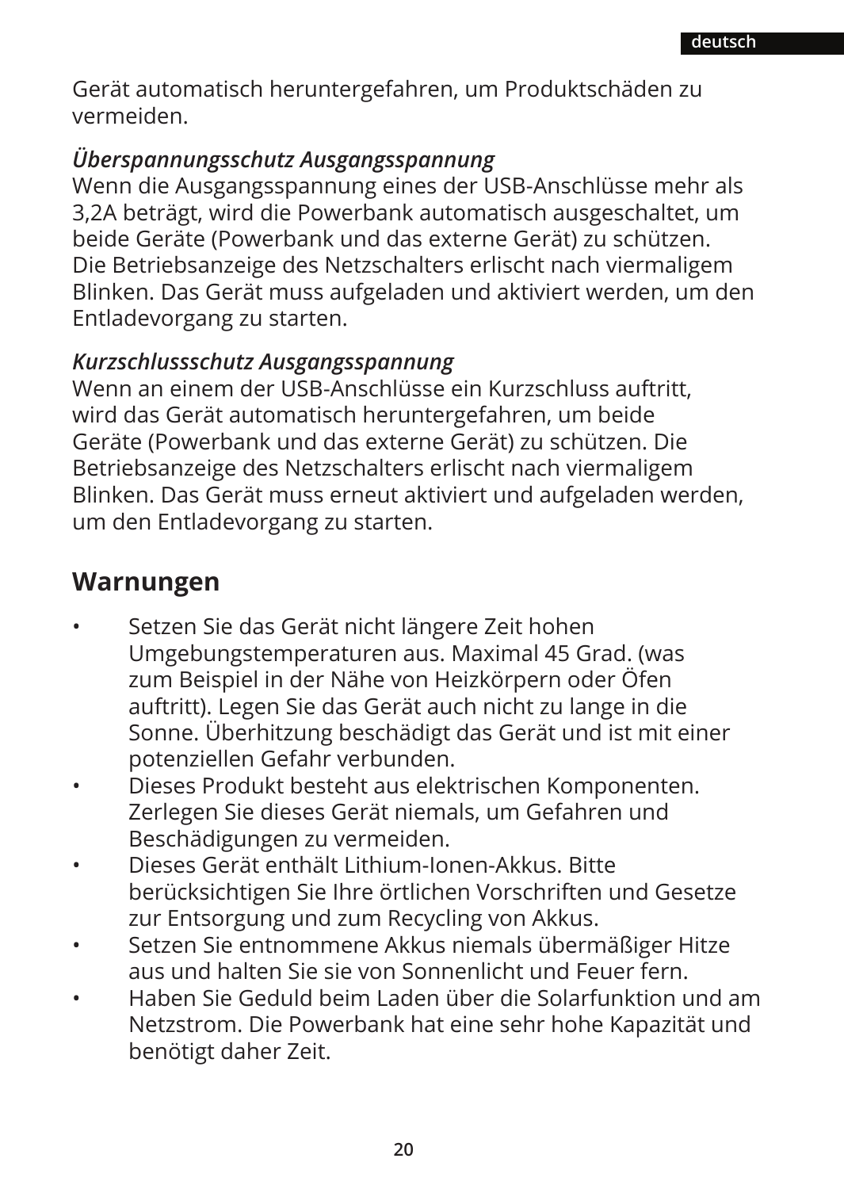Gerät automatisch heruntergefahren, um Produktschäden zu vermeiden.

*Überspannungsschutz Ausgangsspannung*
Wenn die Ausgangsspannung eines der USB-Anschlüsse mehr als 3,2A beträgt, wird die Powerbank automatisch ausgeschaltet, um beide Geräte (Powerbank und das externe Gerät) zu schützen. Die Betriebsanzeige des Netzschalters erlischt nach viermaligem Blinken. Das Gerät muss aufgeladen und aktiviert werden, um den Entladevorgang zu starten.

*Kurzschlussschutz Ausgangsspannung*
Wenn an einem der USB-Anschlüsse ein Kurzschluss auftritt, wird das Gerät automatisch heruntergefahren, um beide Geräte (Powerbank und das externe Gerät) zu schützen. Die Betriebsanzeige des Netzschalters erlischt nach viermaligem Blinken. Das Gerät muss erneut aktiviert und aufgeladen werden, um den Entladevorgang zu starten.

## Warnungen

- Setzen Sie das Gerät nicht längere Zeit hohen Umgebungstemperaturen aus. Maximal 45 Grad. (was zum Beispiel in der Nähe von Heizkörpern oder Öfen auftritt). Legen Sie das Gerät auch nicht zu lange in die Sonne. Überhitzung beschädigt das Gerät und ist mit einer potenziellen Gefahr verbunden.
- Dieses Produkt besteht aus elektrischen Komponenten. Zerlegen Sie dieses Gerät niemals, um Gefahren und Beschädigungen zu vermeiden.
- Dieses Gerät enthält Lithium-Ionen-Akkus. Bitte berücksichtigen Sie Ihre örtlichen Vorschriften und Gesetze zur Entsorgung und zum Recycling von Akkus.
- Setzen Sie entnommene Akkus niemals übermäßiger Hitze aus und halten Sie sie von Sonnenlicht und Feuer fern.
- Haben Sie Geduld beim Laden über die Solarfunktion und am Netzstrom. Die Powerbank hat eine sehr hohe Kapazität und benötigt daher Zeit.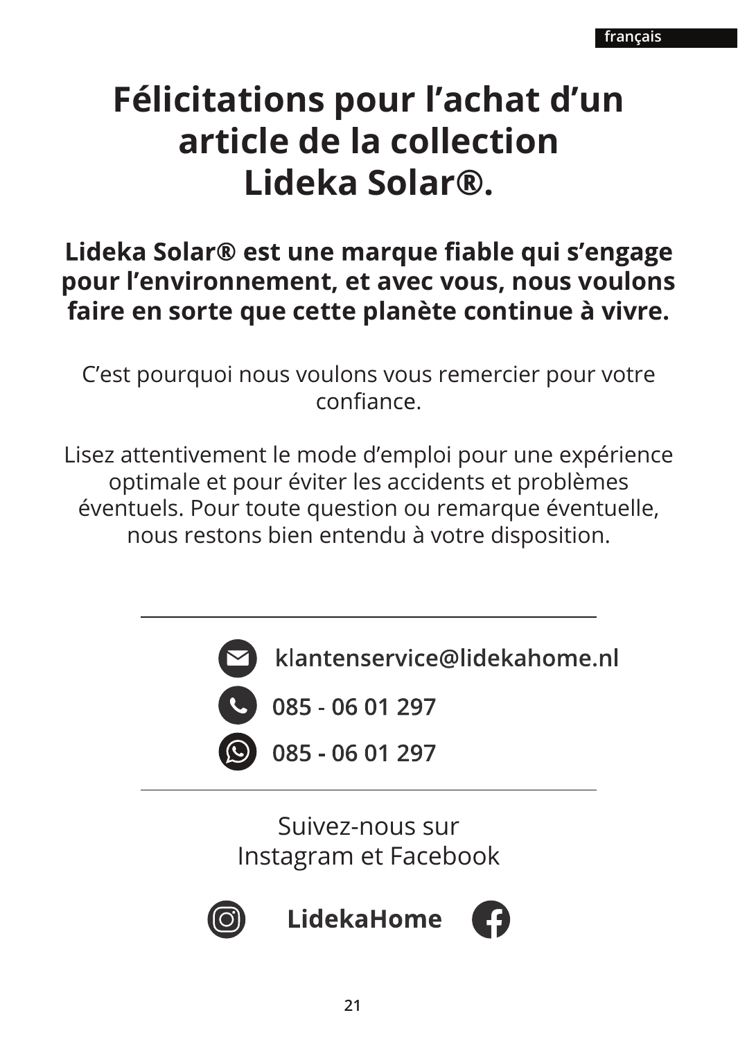# Félicitations pour l’achat d’un article de la collection Lideka Solar®.

**Lideka Solar® est une marque fiable qui s’engage pour l’environnement, et avec vous, nous voulons faire en sorte que cette planète continue à vivre.**

C’est pourquoi nous voulons vous remercier pour votre confiance.

Lisez attentivement le mode d’emploi pour une expérience optimale et pour éviter les accidents et problèmes éventuels. Pour toute question ou remarque éventuelle, nous restons bien entendu à votre disposition.

---

klantenservice@lidekahome.nl

085 - 06 01 297

085 - 06 01 297

---

Suivez-nous sur
Instagram et Facebook

**LidekaHome**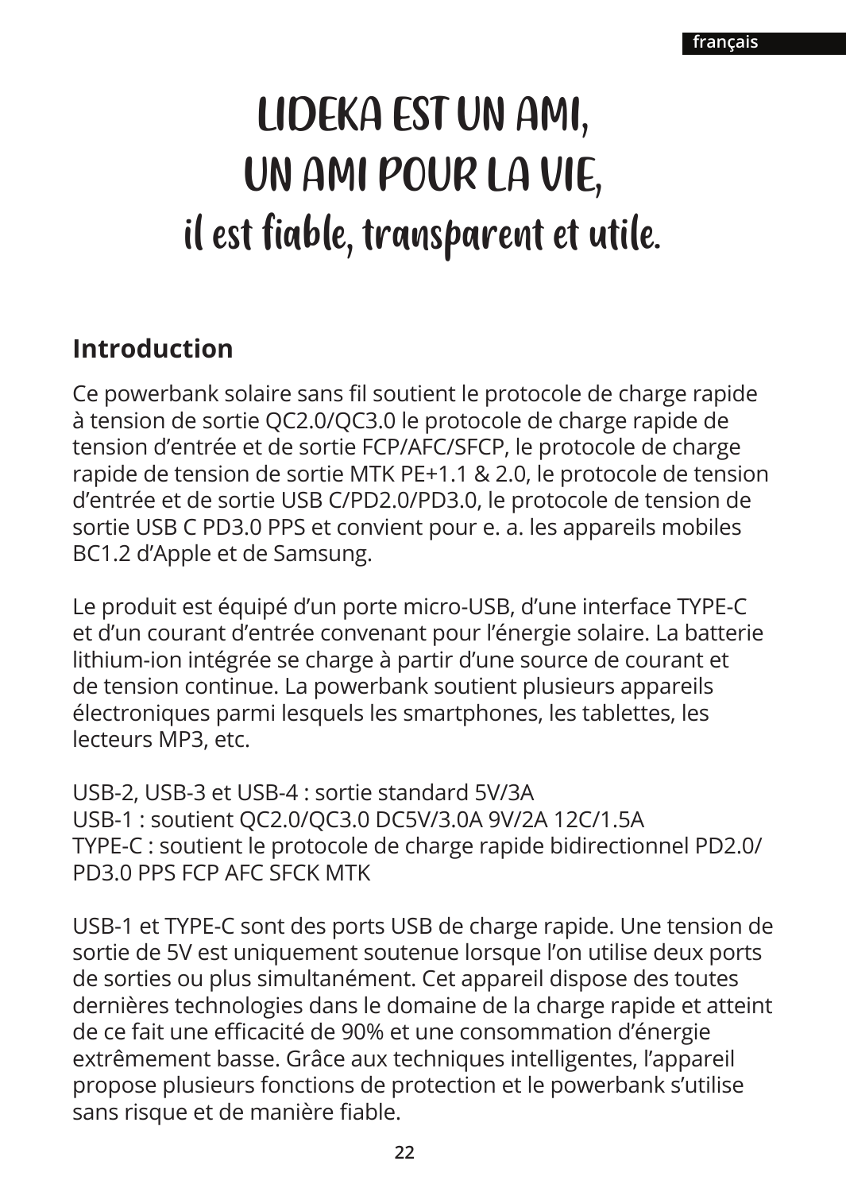# LIDEKA EST UN AMI,
# UN AMI POUR LA VIE,
## il est fiable, transparent et utile.

## Introduction

Ce powerbank solaire sans fil soutient le protocole de charge rapide à tension de sortie QC2.0/QC3.0 le protocole de charge rapide de tension d'entrée et de sortie FCP/AFC/SFCP, le protocole de charge rapide de tension de sortie MTK PE+1.1 & 2.0, le protocole de tension d'entrée et de sortie USB C/PD2.0/PD3.0, le protocole de tension de sortie USB C PD3.0 PPS et convient pour e. a. les appareils mobiles BC1.2 d'Apple et de Samsung.

Le produit est équipé d'un porte micro-USB, d'une interface TYPE-C et d'un courant d'entrée convenant pour l'énergie solaire. La batterie lithium-ion intégrée se charge à partir d'une source de courant et de tension continue. La powerbank soutient plusieurs appareils électroniques parmi lesquels les smartphones, les tablettes, les lecteurs MP3, etc.

USB-2, USB-3 et USB-4 : sortie standard 5V/3A
USB-1 : soutient QC2.0/QC3.0 DC5V/3.0A 9V/2A 12C/1.5A
TYPE-C : soutient le protocole de charge rapide bidirectionnel PD2.0/PD3.0 PPS FCP AFC SFCK MTK

USB-1 et TYPE-C sont des ports USB de charge rapide. Une tension de sortie de 5V est uniquement soutenue lorsque l'on utilise deux ports de sorties ou plus simultanément. Cet appareil dispose des toutes dernières technologies dans le domaine de la charge rapide et atteint de ce fait une efficacité de 90% et une consommation d'énergie extrêmement basse. Grâce aux techniques intelligentes, l'appareil propose plusieurs fonctions de protection et le powerbank s'utilise sans risque et de manière fiable.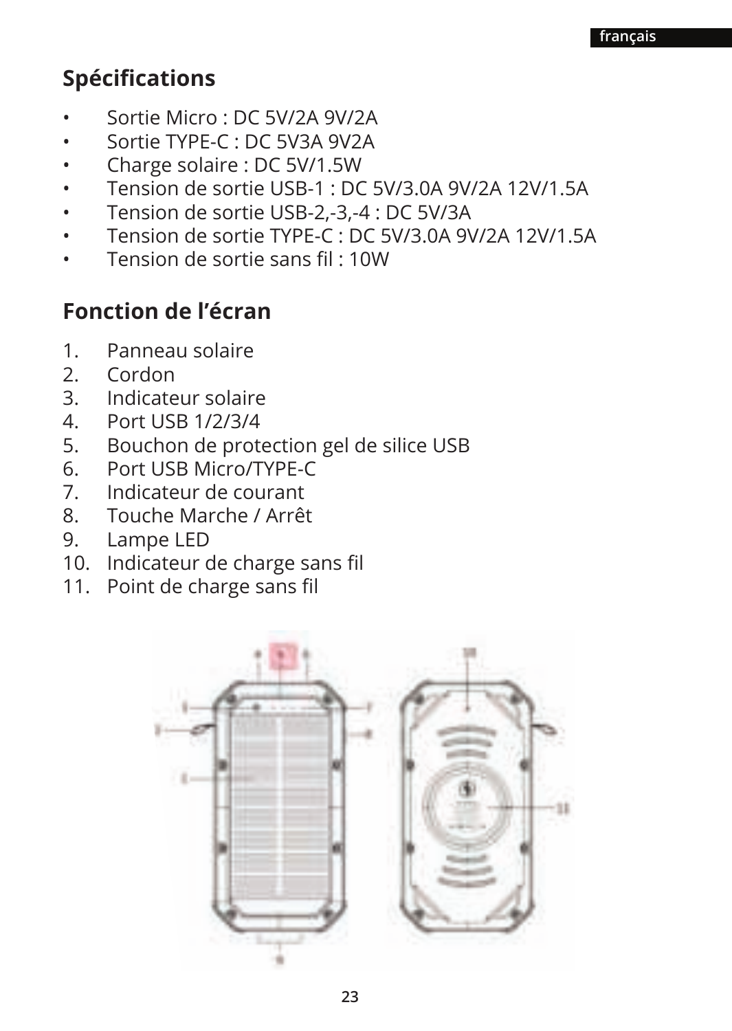## Spécifications

- Sortie Micro : DC 5V/2A 9V/2A
- Sortie TYPE-C : DC 5V3A 9V2A
- Charge solaire : DC 5V/1.5W
- Tension de sortie USB-1 : DC 5V/3.0A 9V/2A 12V/1.5A
- Tension de sortie USB-2,-3,-4 : DC 5V/3A
- Tension de sortie TYPE-C : DC 5V/3.0A 9V/2A 12V/1.5A
- Tension de sortie sans fil : 10W

## Fonction de l'écran

1. Panneau solaire
2. Cordon
3. Indicateur solaire
4. Port USB 1/2/3/4
5. Bouchon de protection gel de silice USB
6. Port USB Micro/TYPE-C
7. Indicateur de courant
8. Touche Marche / Arrêt
9. Lampe LED
10. Indicateur de charge sans fil
11. Point de charge sans fil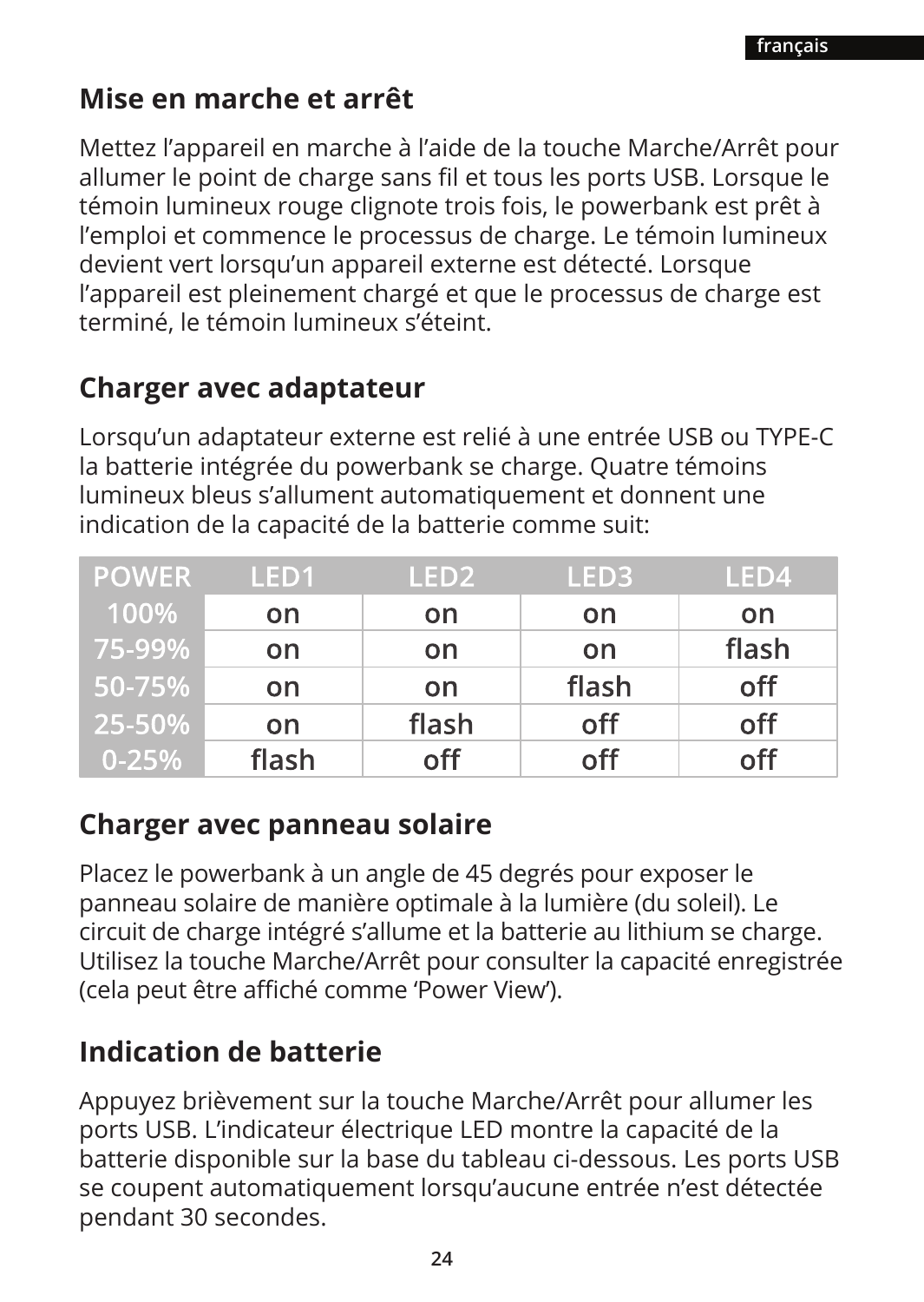## Mise en marche et arrêt

Mettez l'appareil en marche à l'aide de la touche Marche/Arrêt pour allumer le point de charge sans fil et tous les ports USB. Lorsque le témoin lumineux rouge clignote trois fois, le powerbank est prêt à l'emploi et commence le processus de charge. Le témoin lumineux devient vert lorsqu'un appareil externe est détecté. Lorsque l'appareil est pleinement chargé et que le processus de charge est terminé, le témoin lumineux s'éteint.

## Charger avec adaptateur

Lorsqu'un adaptateur externe est relié à une entrée USB ou TYPE-C la batterie intégrée du powerbank se charge. Quatre témoins lumineux bleus s'allument automatiquement et donnent une indication de la capacité de la batterie comme suit:

| POWER | LED1 | LED2 | LED3 | LED4 |
|---|---|---|---|---|
| 100% | on | on | on | on |
| 75-99% | on | on | on | flash |
| 50-75% | on | on | flash | off |
| 25-50% | on | flash | off | off |
| 0-25% | flash | off | off | off |

## Charger avec panneau solaire

Placez le powerbank à un angle de 45 degrés pour exposer le panneau solaire de manière optimale à la lumière (du soleil). Le circuit de charge intégré s'allume et la batterie au lithium se charge. Utilisez la touche Marche/Arrêt pour consulter la capacité enregistrée (cela peut être affiché comme 'Power View').

## Indication de batterie

Appuyez brièvement sur la touche Marche/Arrêt pour allumer les ports USB. L'indicateur électrique LED montre la capacité de la batterie disponible sur la base du tableau ci-dessous. Les ports USB se coupent automatiquement lorsqu'aucune entrée n'est détectée pendant 30 secondes.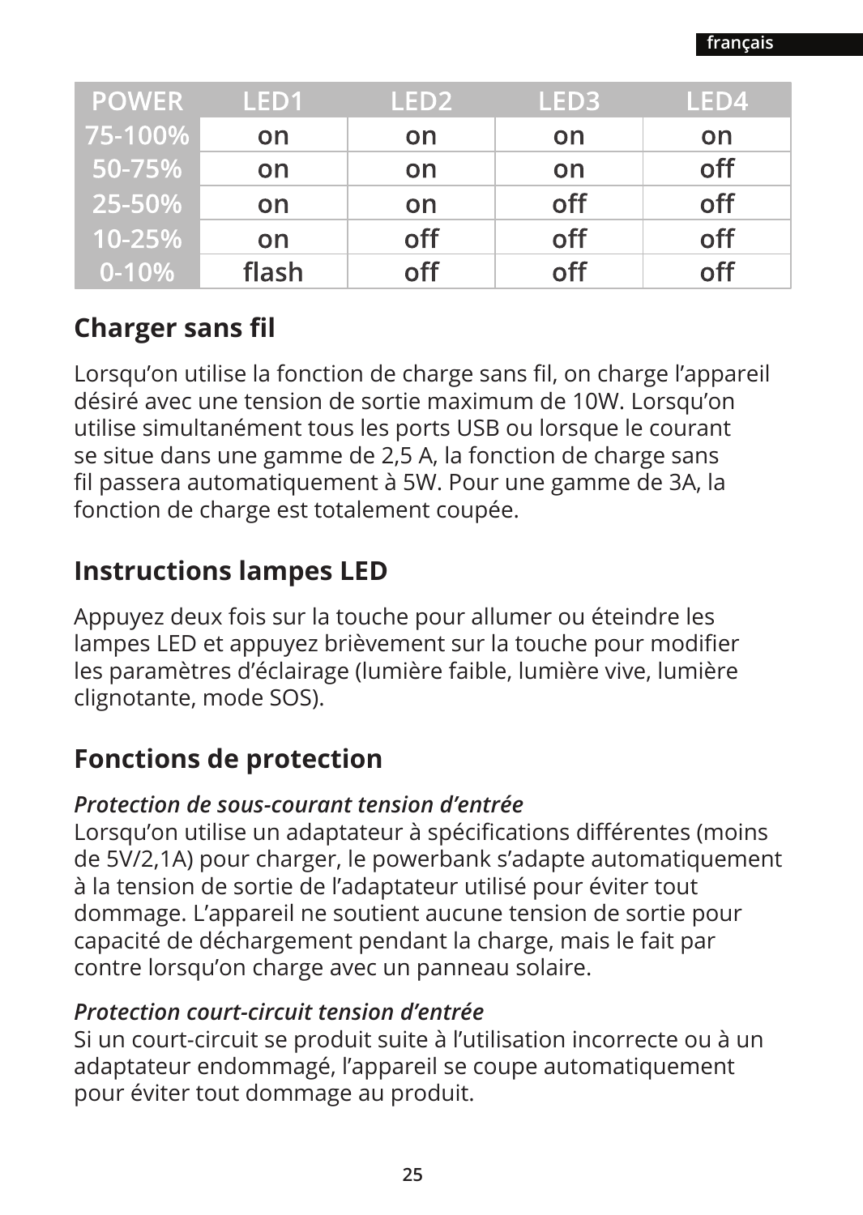| POWER | LED1 | LED2 | LED3 | LED4 |
|---|---|---|---|---|
| 75-100% | on | on | on | on |
| 50-75% | on | on | on | off |
| 25-50% | on | on | off | off |
| 10-25% | on | off | off | off |
| 0-10% | flash | off | off | off |

## Charger sans fil

Lorsqu'on utilise la fonction de charge sans fil, on charge l'appareil désiré avec une tension de sortie maximum de 10W. Lorsqu'on utilise simultanément tous les ports USB ou lorsque le courant se situe dans une gamme de 2,5 A, la fonction de charge sans fil passera automatiquement à 5W. Pour une gamme de 3A, la fonction de charge est totalement coupée.

## Instructions lampes LED

Appuyez deux fois sur la touche pour allumer ou éteindre les lampes LED et appuyez brièvement sur la touche pour modifier les paramètres d'éclairage (lumière faible, lumière vive, lumière clignotante, mode SOS).

## Fonctions de protection

***Protection de sous-courant tension d'entrée***
Lorsqu'on utilise un adaptateur à spécifications différentes (moins de 5V/2,1A) pour charger, le powerbank s'adapte automatiquement à la tension de sortie de l'adaptateur utilisé pour éviter tout dommage. L'appareil ne soutient aucune tension de sortie pour capacité de déchargement pendant la charge, mais le fait par contre lorsqu'on charge avec un panneau solaire.

***Protection court-circuit tension d'entrée***
Si un court-circuit se produit suite à l'utilisation incorrecte ou à un adaptateur endommagé, l'appareil se coupe automatiquement pour éviter tout dommage au produit.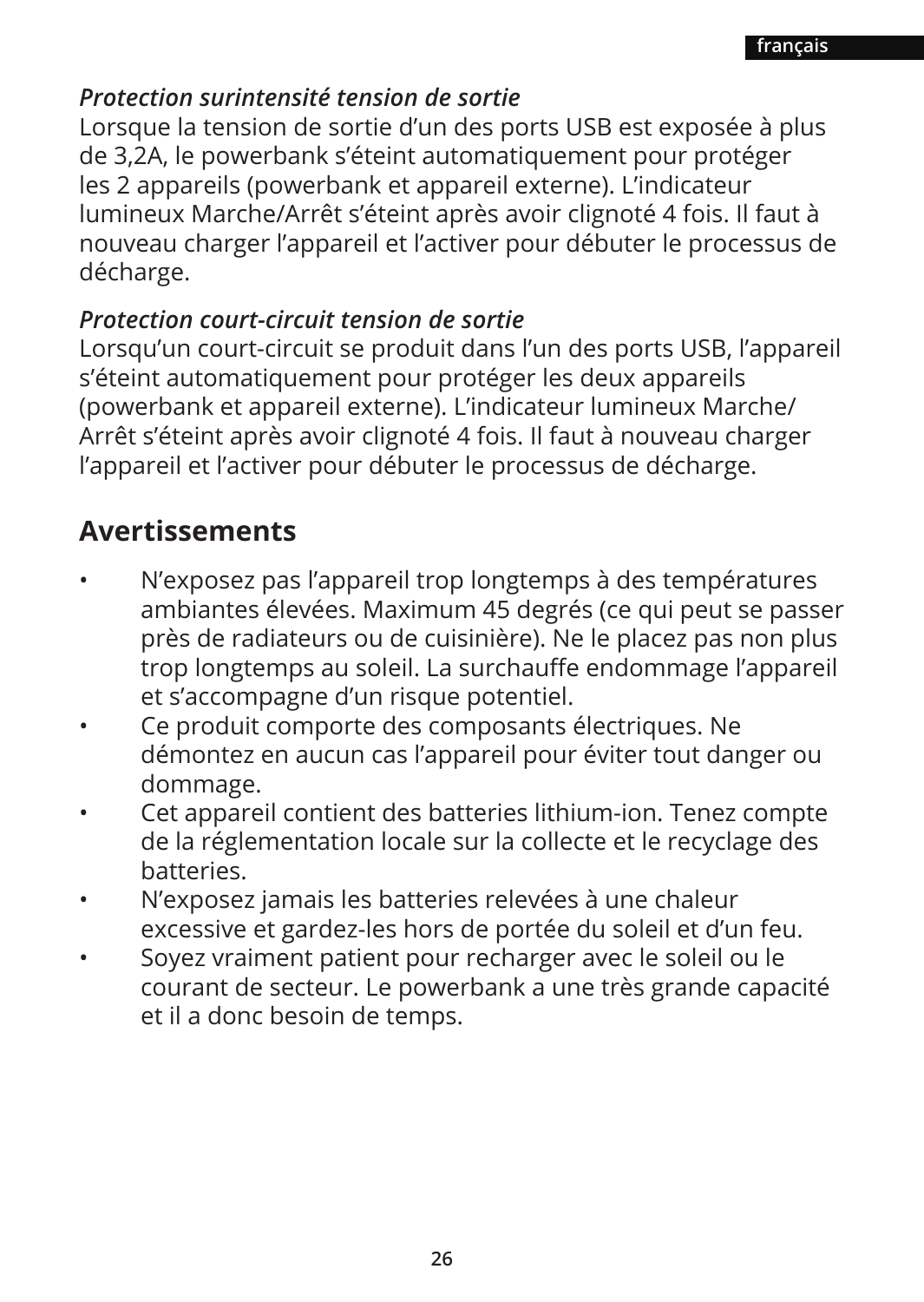*Protection surintensité tension de sortie*
Lorsque la tension de sortie d'un des ports USB est exposée à plus de 3,2A, le powerbank s'éteint automatiquement pour protéger les 2 appareils (powerbank et appareil externe). L'indicateur lumineux Marche/Arrêt s'éteint après avoir clignoté 4 fois. Il faut à nouveau charger l'appareil et l'activer pour débuter le processus de décharge.

*Protection court-circuit tension de sortie*
Lorsqu'un court-circuit se produit dans l'un des ports USB, l'appareil s'éteint automatiquement pour protéger les deux appareils (powerbank et appareil externe). L'indicateur lumineux Marche/Arrêt s'éteint après avoir clignoté 4 fois. Il faut à nouveau charger l'appareil et l'activer pour débuter le processus de décharge.

## Avertissements

- N'exposez pas l'appareil trop longtemps à des températures ambiantes élevées. Maximum 45 degrés (ce qui peut se passer près de radiateurs ou de cuisinière). Ne le placez pas non plus trop longtemps au soleil. La surchauffe endommage l'appareil et s'accompagne d'un risque potentiel.
- Ce produit comporte des composants électriques. Ne démontez en aucun cas l'appareil pour éviter tout danger ou dommage.
- Cet appareil contient des batteries lithium-ion. Tenez compte de la réglementation locale sur la collecte et le recyclage des batteries.
- N'exposez jamais les batteries relevées à une chaleur excessive et gardez-les hors de portée du soleil et d'un feu.
- Soyez vraiment patient pour recharger avec le soleil ou le courant de secteur. Le powerbank a une très grande capacité et il a donc besoin de temps.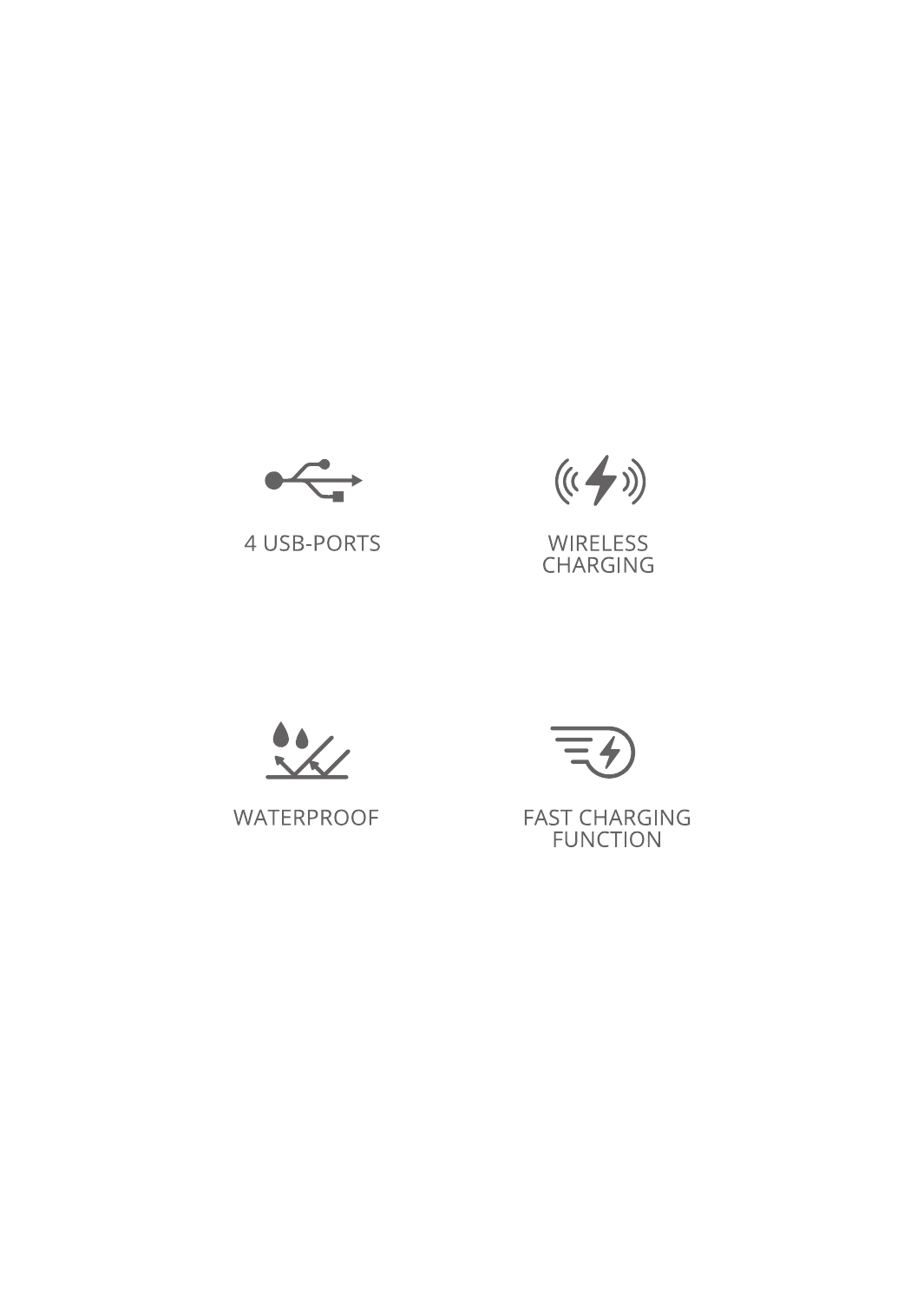4 USB-PORTS

WIRELESS
CHARGING

WATERPROOF

FAST CHARGING
FUNCTION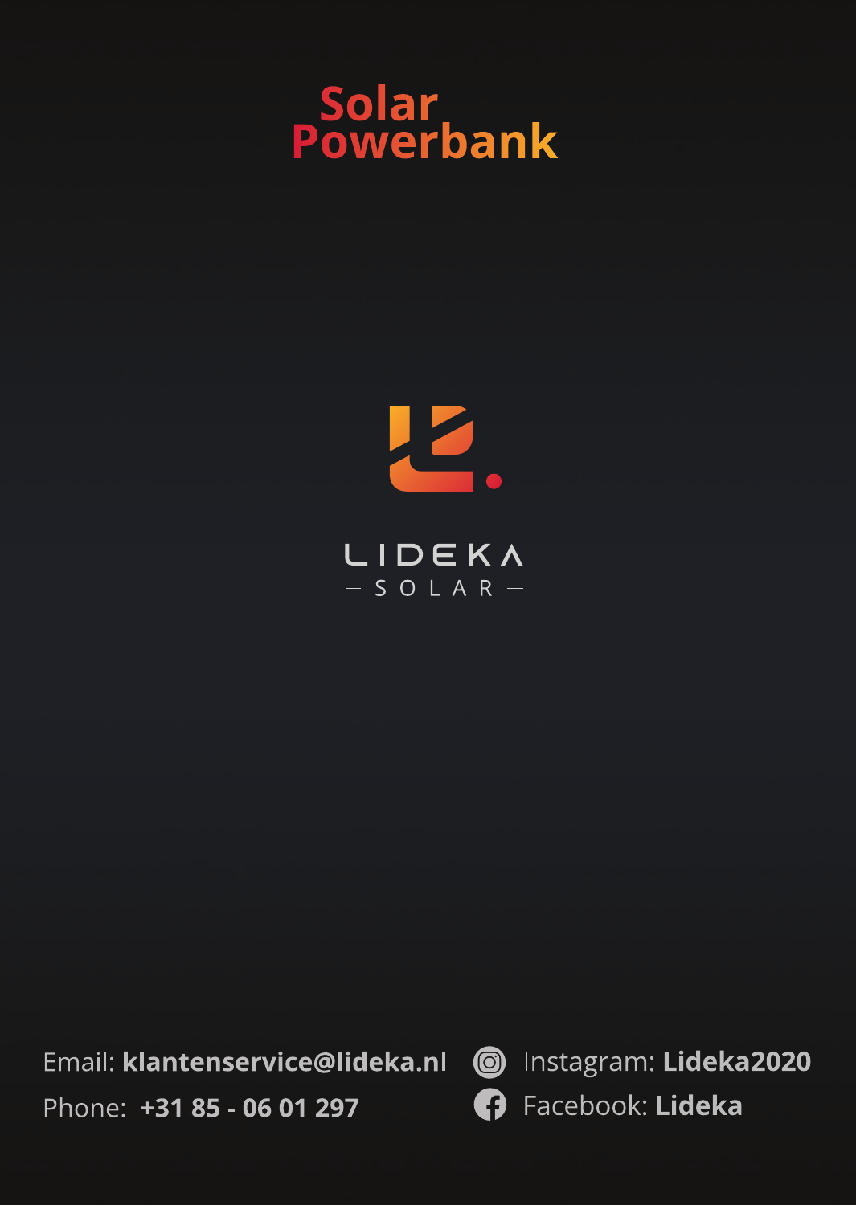# Solar Powerbank

LIDEKA

— SOLAR —

Email: **klantenservice@lideka.nl**

Phone: **+31 85 - 06 01 297**

Instagram: **Lideka2020**

Facebook: **Lideka**